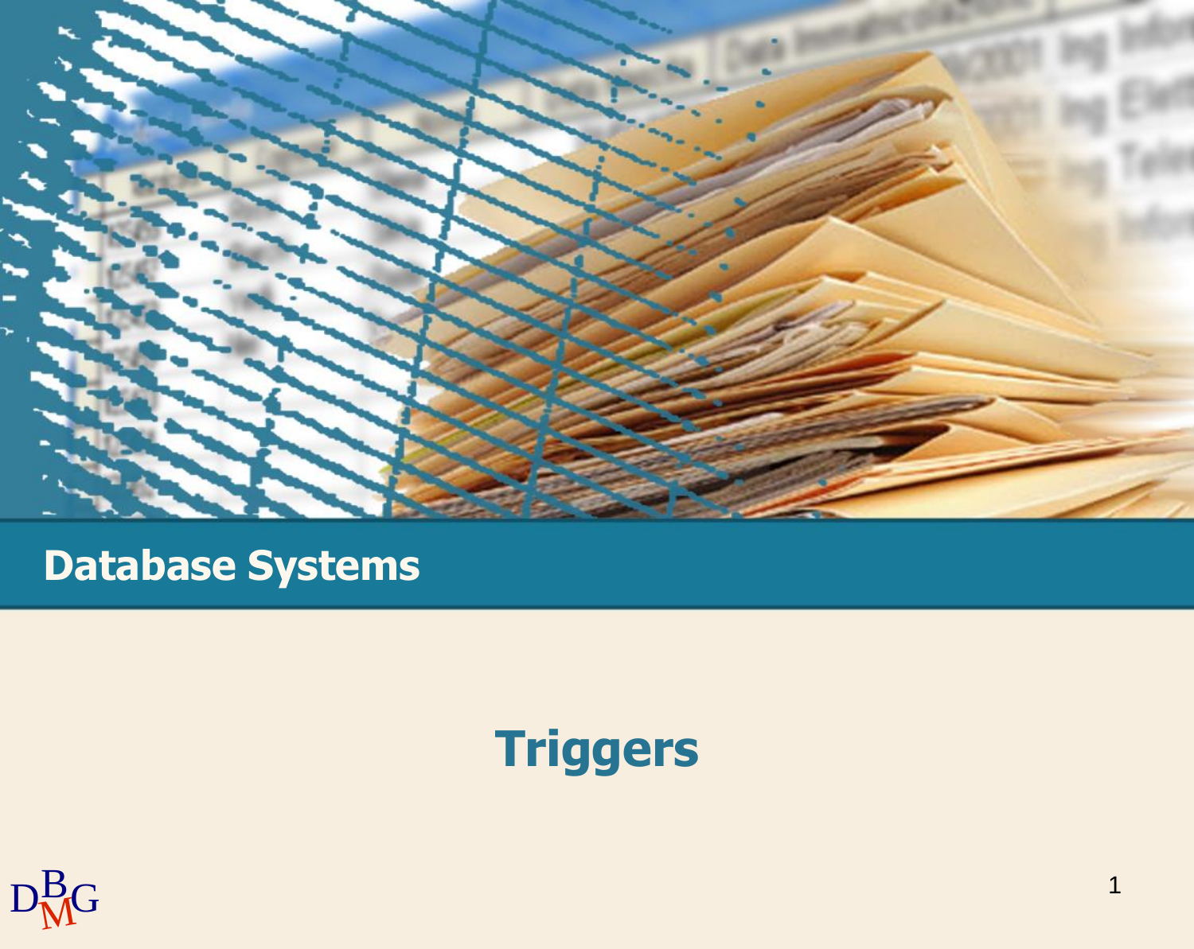# Database Systems

## Triggers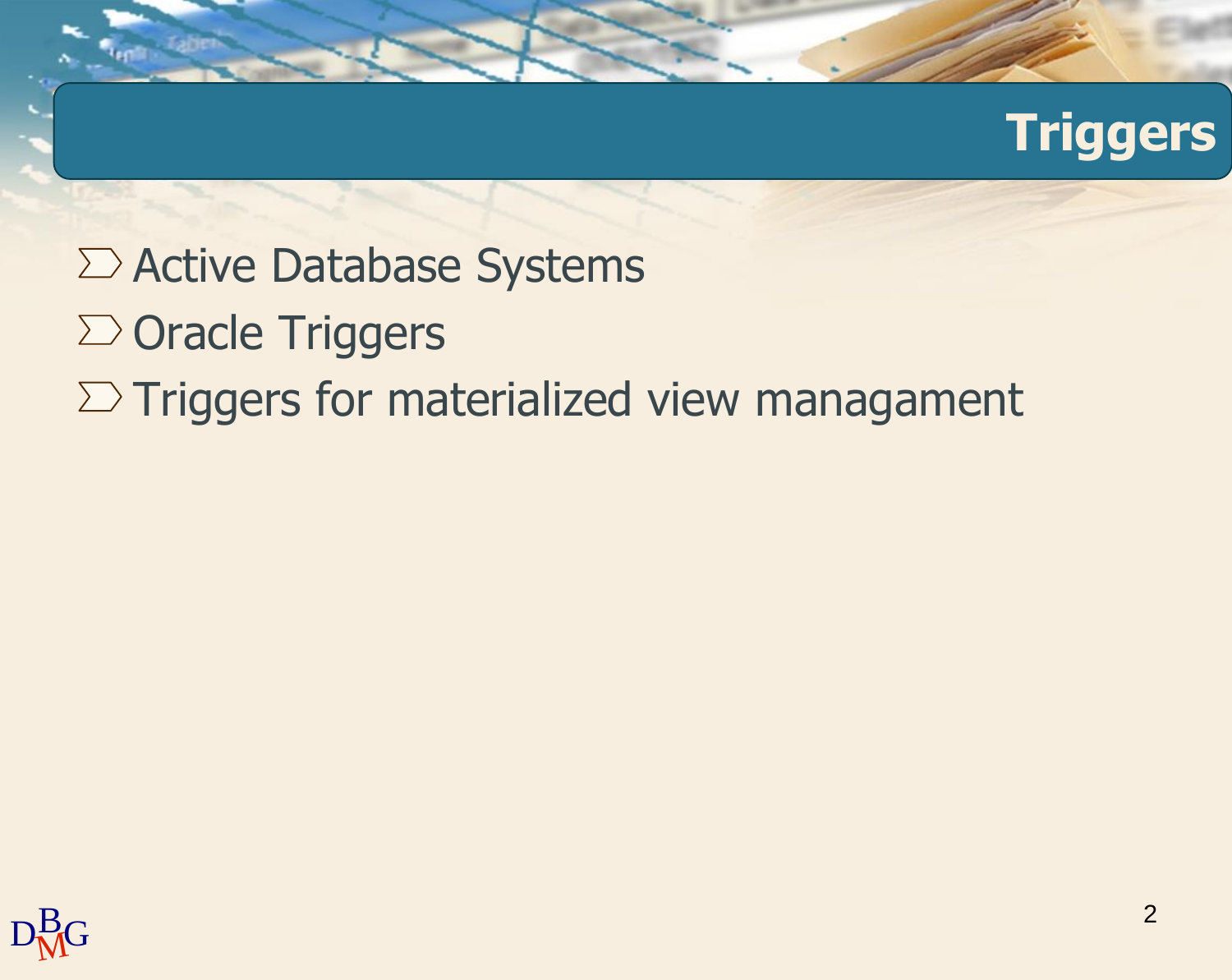# Triggers

- Active Database Systems
- Oracle Triggers
- Triggers for materialized view managament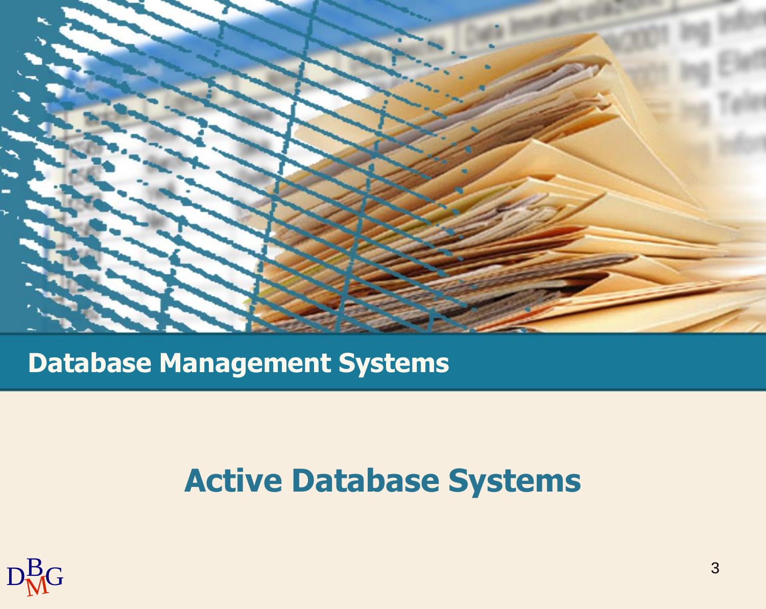Database Management Systems

# Active Database Systems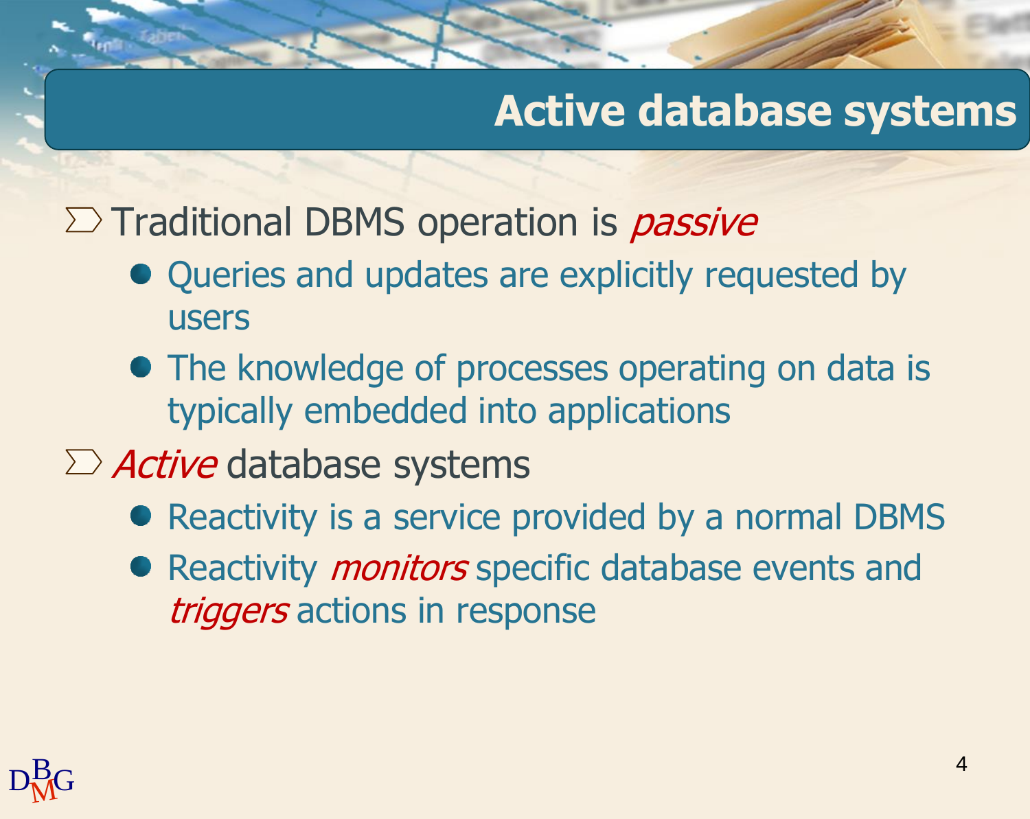# Active database systems

- Traditional DBMS operation is *passive*
  - Queries and updates are explicitly requested by users
  - The knowledge of processes operating on data is typically embedded into applications
- *Active* database systems
  - Reactivity is a service provided by a normal DBMS
  - Reactivity *monitors* specific database events and *triggers* actions in response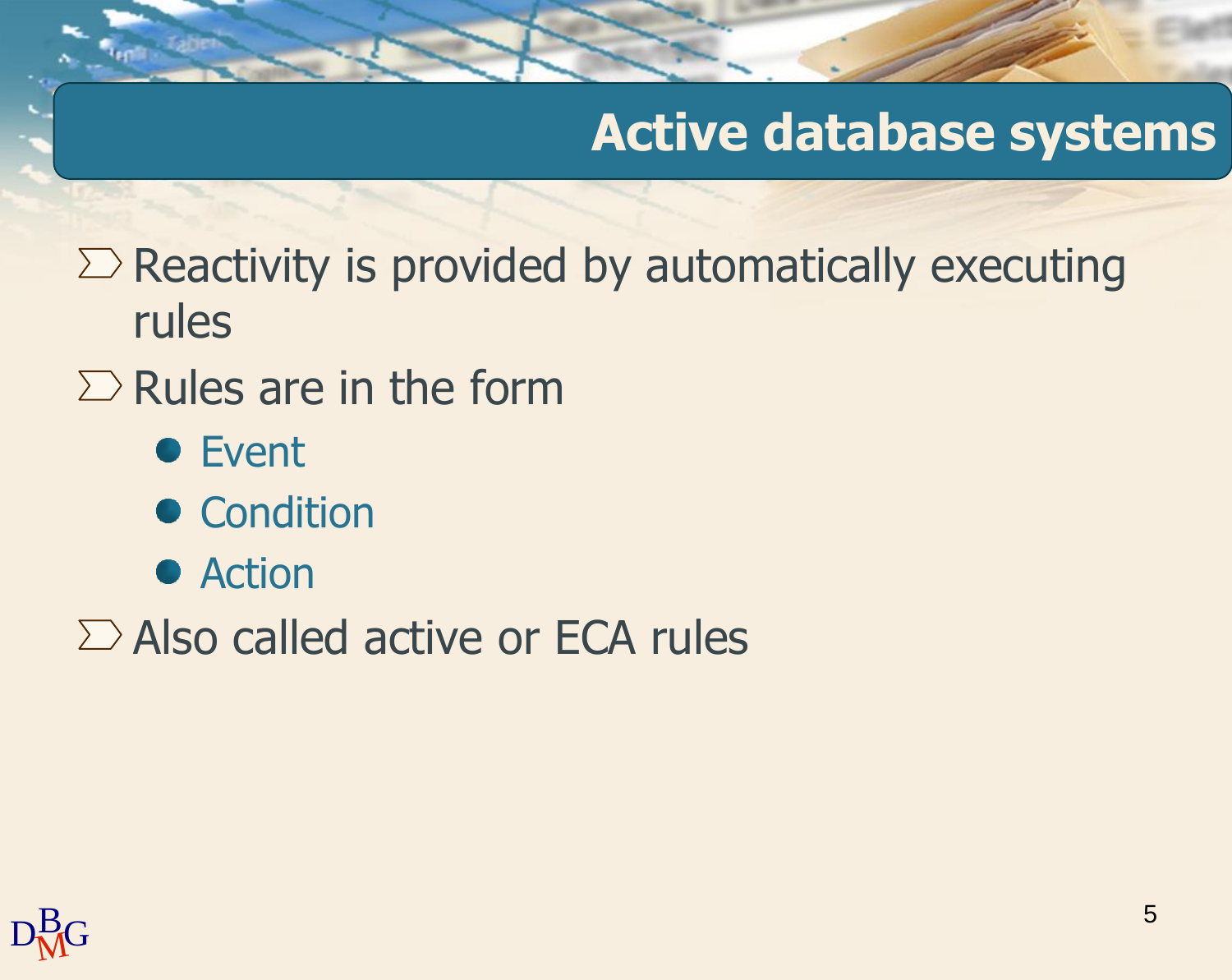# Active database systems

- Reactivity is provided by automatically executing rules
- Rules are in the form
  - Event
  - Condition
  - Action
- Also called active or ECA rules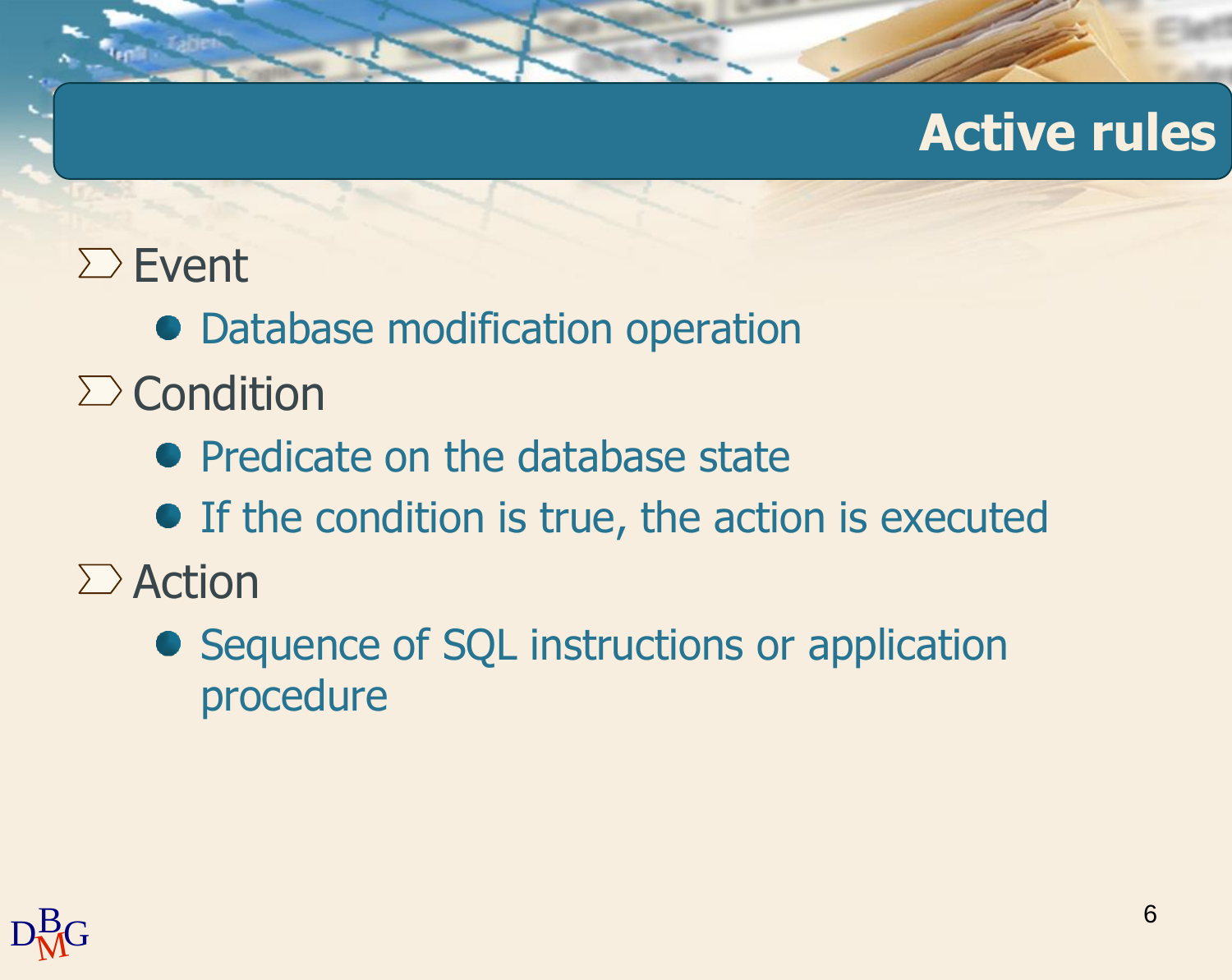# Active rules

- Event
  - Database modification operation
- Condition
  - Predicate on the database state
  - If the condition is true, the action is executed
- Action
  - Sequence of SQL instructions or application procedure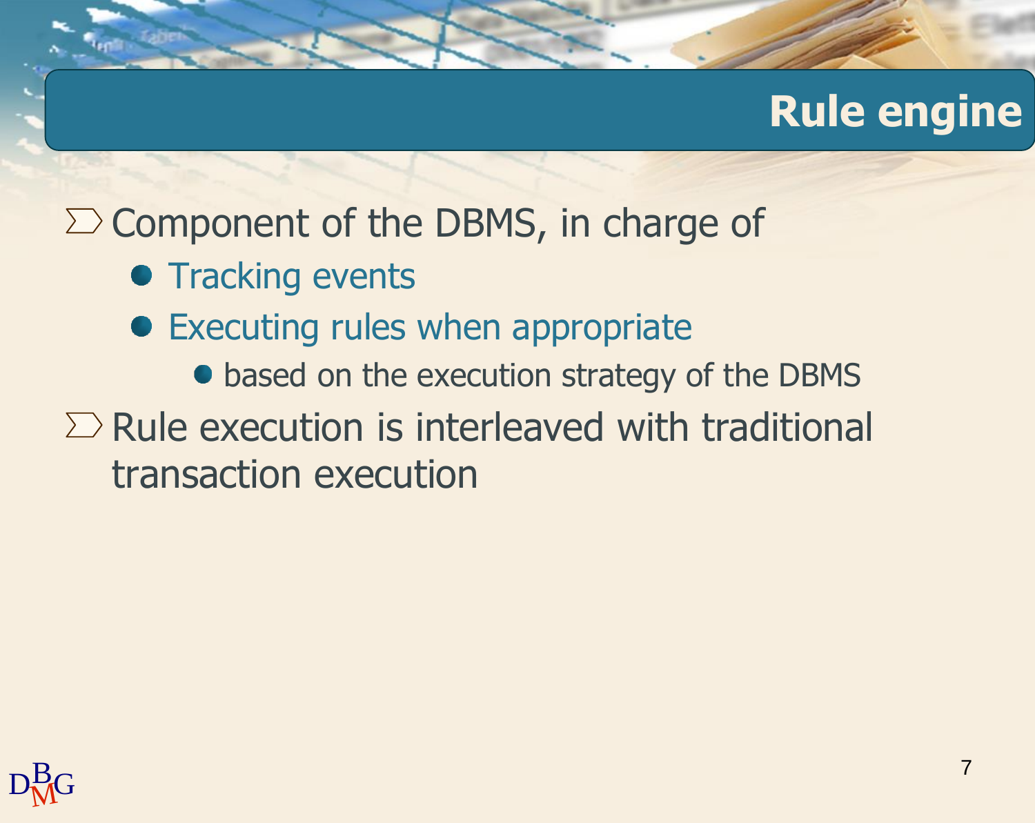# Rule engine

- Component of the DBMS, in charge of
  - Tracking events
  - Executing rules when appropriate
    - based on the execution strategy of the DBMS
- Rule execution is interleaved with traditional transaction execution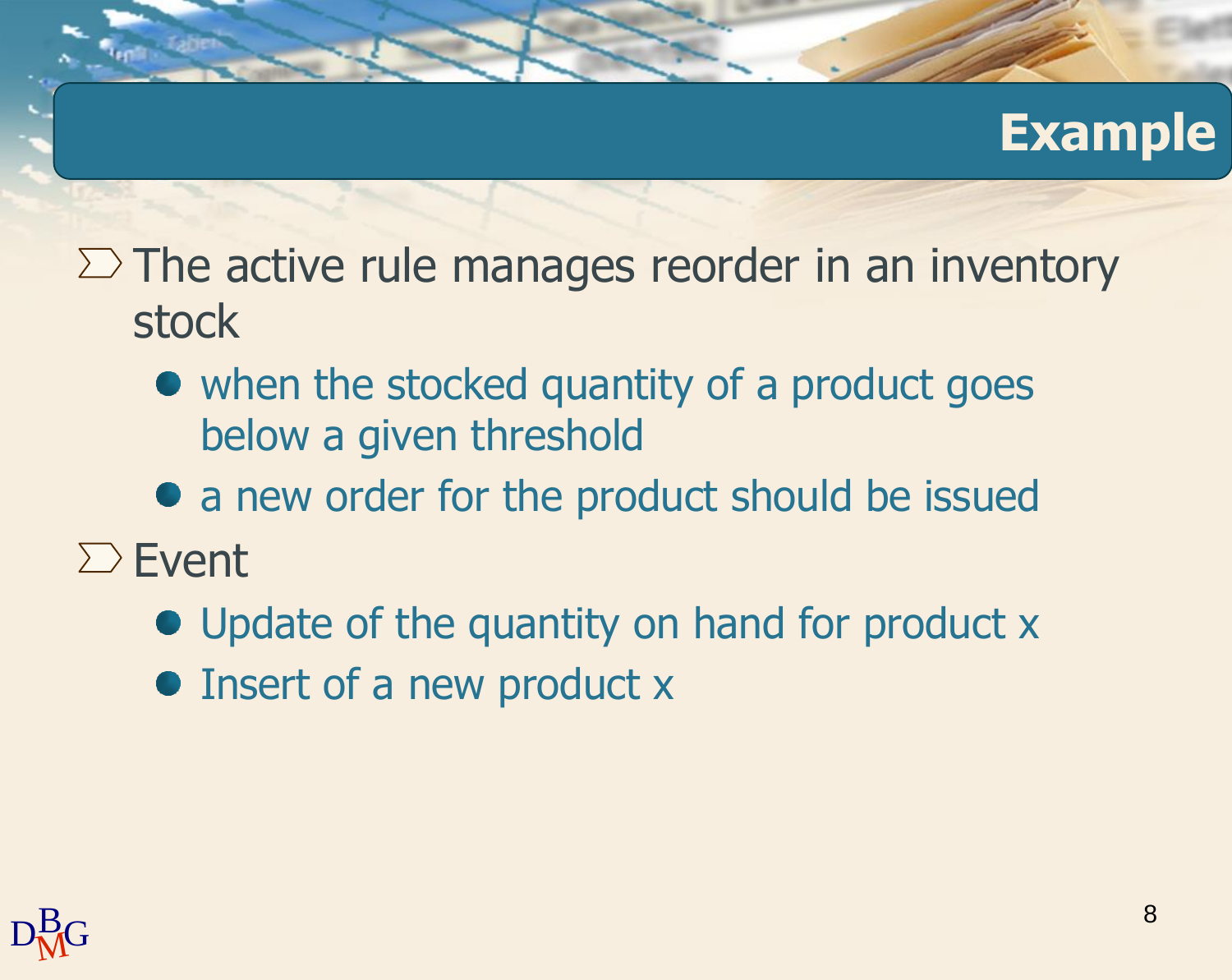# Example

- The active rule manages reorder in an inventory stock
  - when the stocked quantity of a product goes below a given threshold
  - a new order for the product should be issued
- Event
  - Update of the quantity on hand for product x
  - Insert of a new product x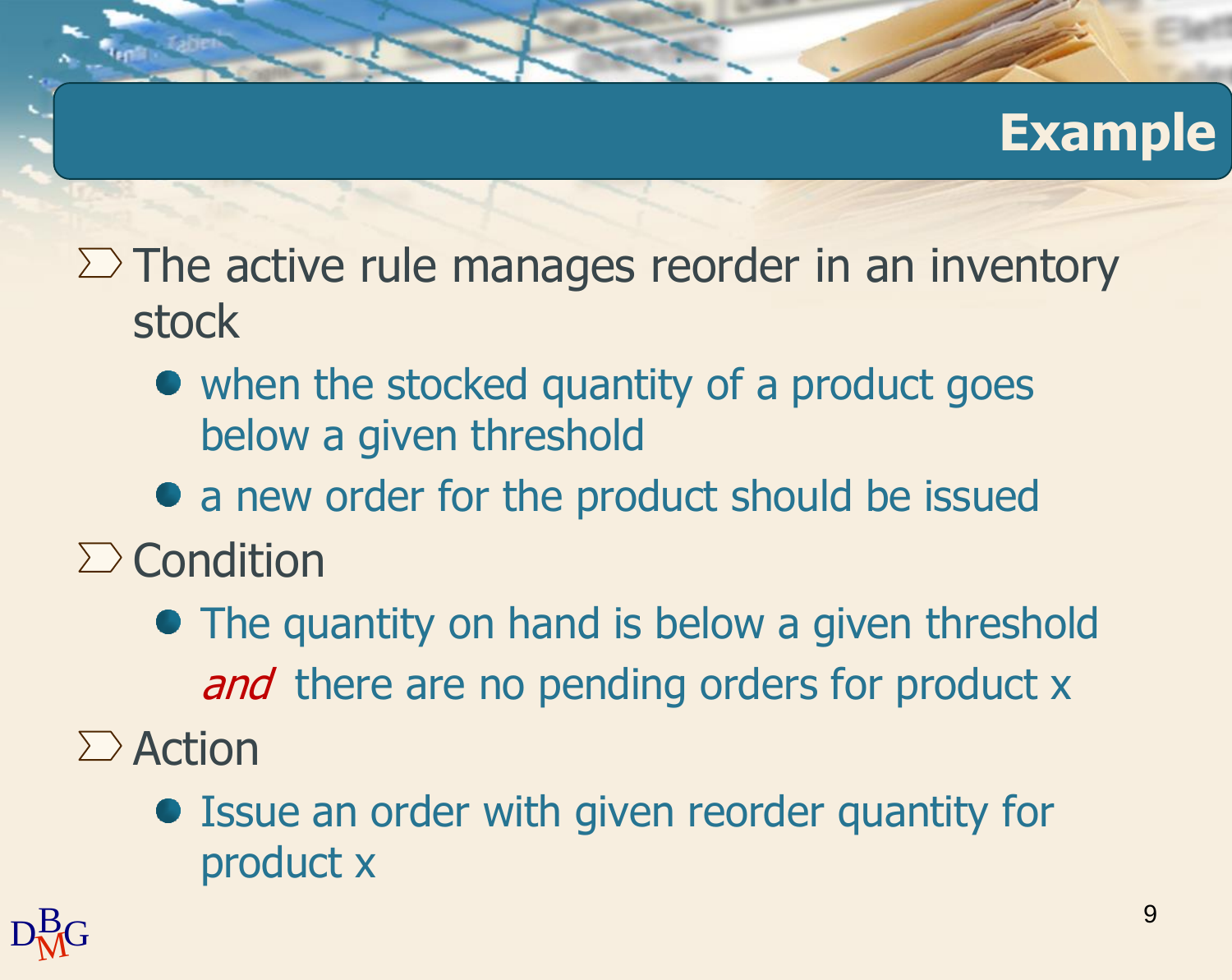# Example

- The active rule manages reorder in an inventory stock
  - when the stocked quantity of a product goes below a given threshold
  - a new order for the product should be issued
- Condition
  - The quantity on hand is below a given threshold *and* there are no pending orders for product x
- Action
  - Issue an order with given reorder quantity for product x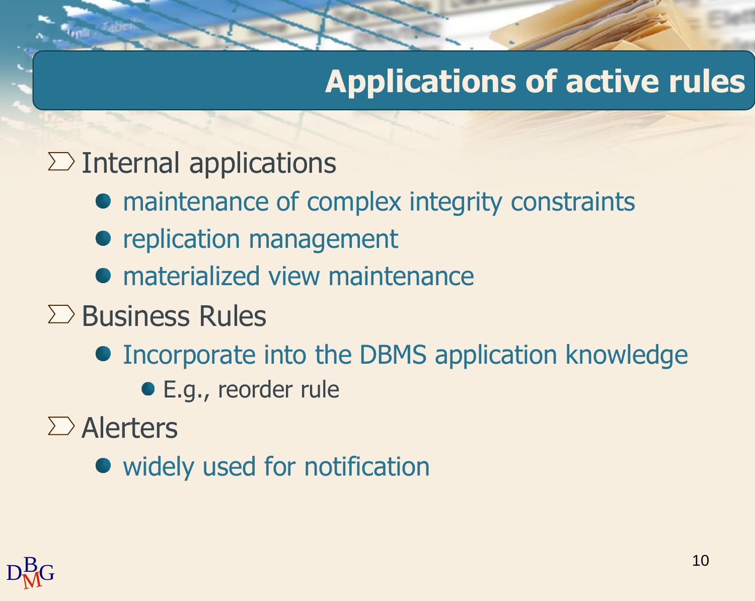# Applications of active rules

- Internal applications
  - maintenance of complex integrity constraints
  - replication management
  - materialized view maintenance
- Business Rules
  - Incorporate into the DBMS application knowledge
    - E.g., reorder rule
- Alerters
  - widely used for notification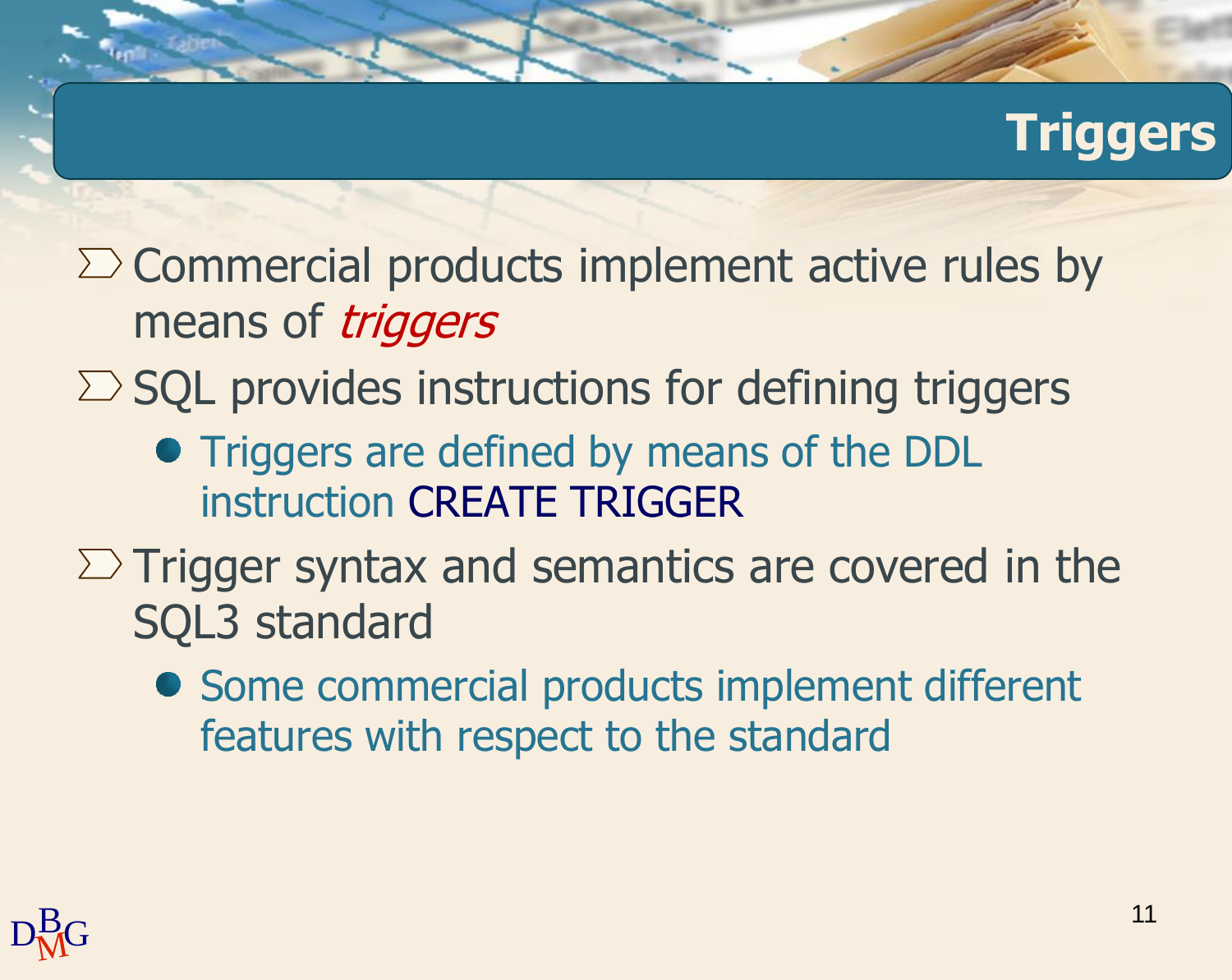# Triggers

- Commercial products implement active rules by means of *triggers*
- SQL provides instructions for defining triggers
  - Triggers are defined by means of the DDL instruction CREATE TRIGGER
- Trigger syntax and semantics are covered in the SQL3 standard
  - Some commercial products implement different features with respect to the standard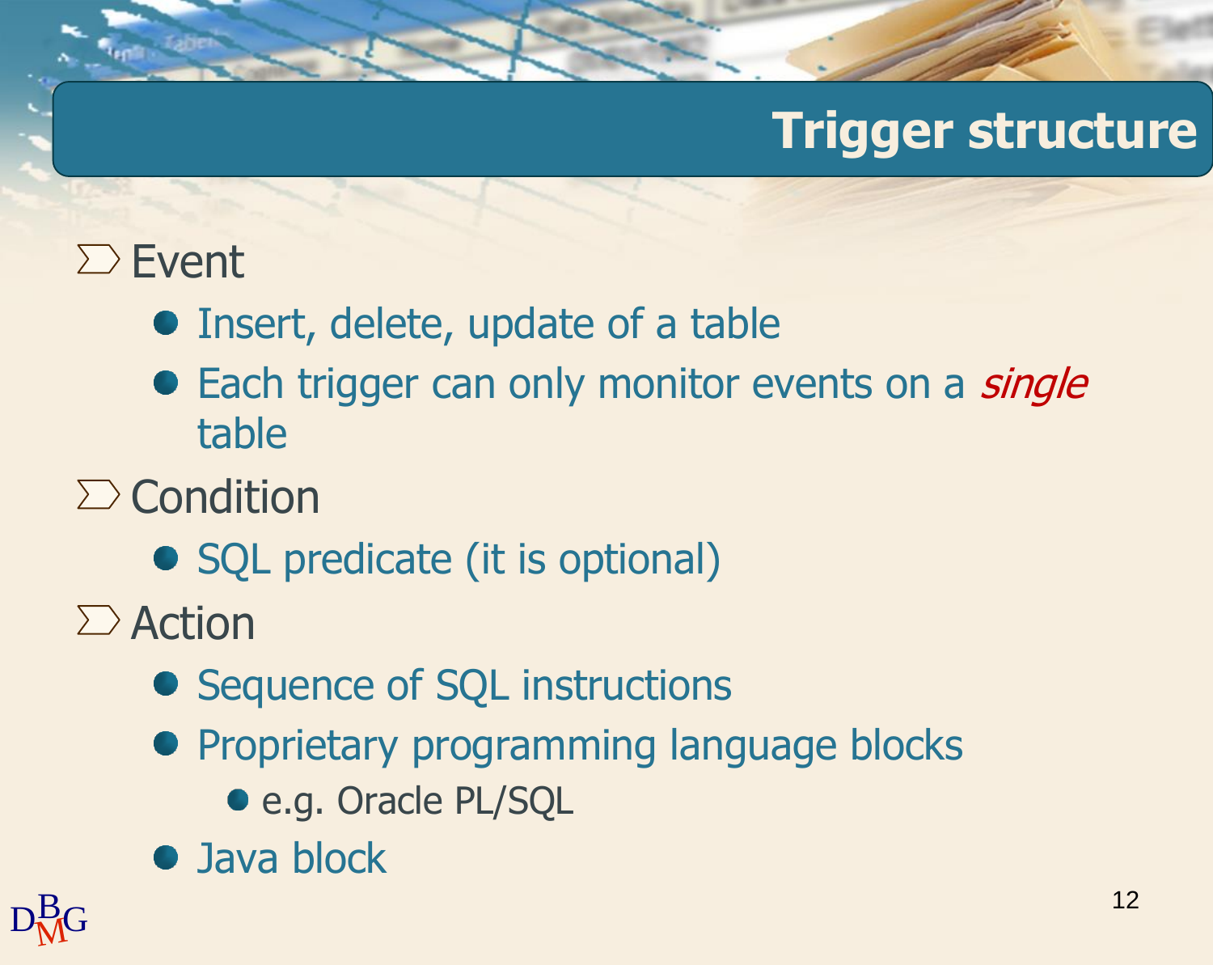# Trigger structure

- Event
  - Insert, delete, update of a table
  - Each trigger can only monitor events on a *single* table
- Condition
  - SQL predicate (it is optional)
- Action
  - Sequence of SQL instructions
  - Proprietary programming language blocks
    - e.g. Oracle PL/SQL
  - Java block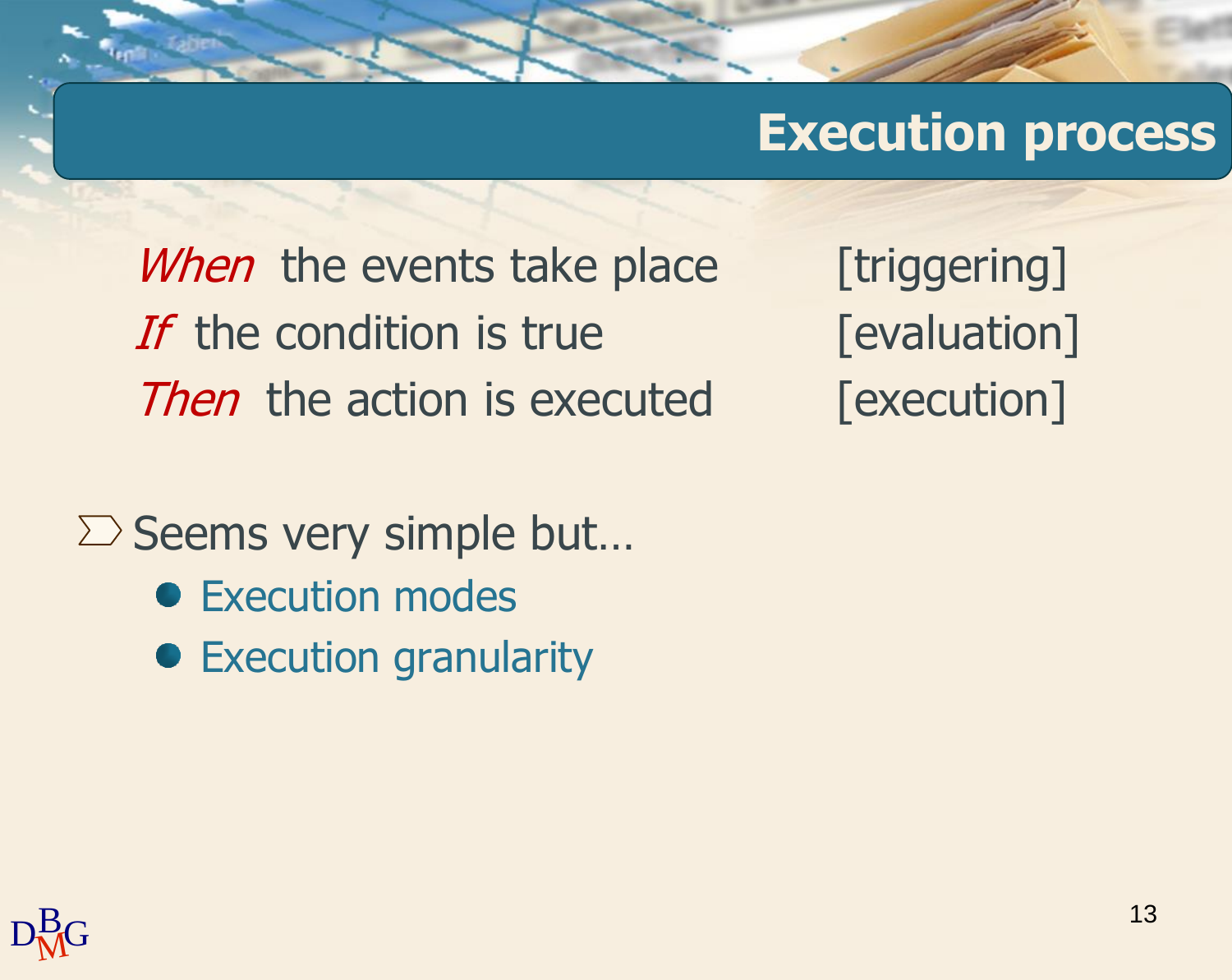# Execution process

*When* the events take place [triggering]
*If* the condition is true [evaluation]
*Then* the action is executed [execution]

- Seems very simple but…
  - Execution modes
  - Execution granularity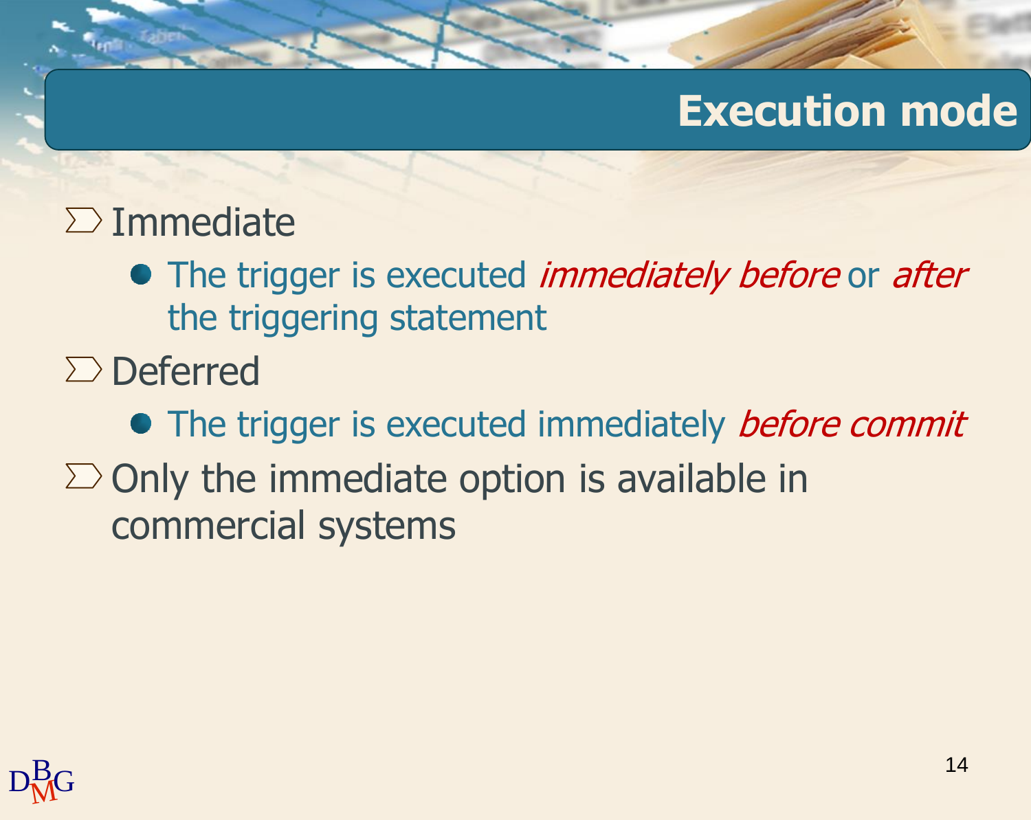# Execution mode

- Immediate
  - The trigger is executed *immediately before* or *after* the triggering statement
- Deferred
  - The trigger is executed immediately *before commit*
- Only the immediate option is available in commercial systems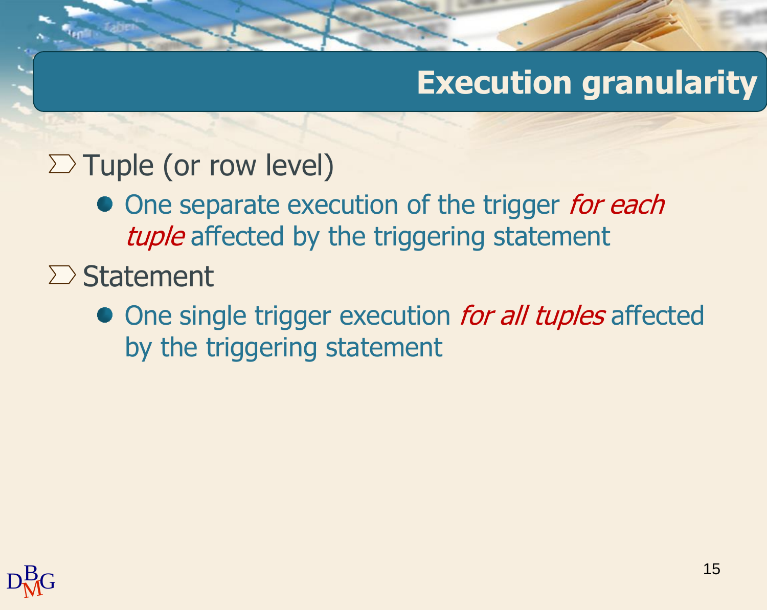# Execution granularity

- Tuple (or row level)
  - One separate execution of the trigger *for each tuple* affected by the triggering statement
- Statement
  - One single trigger execution *for all tuples* affected by the triggering statement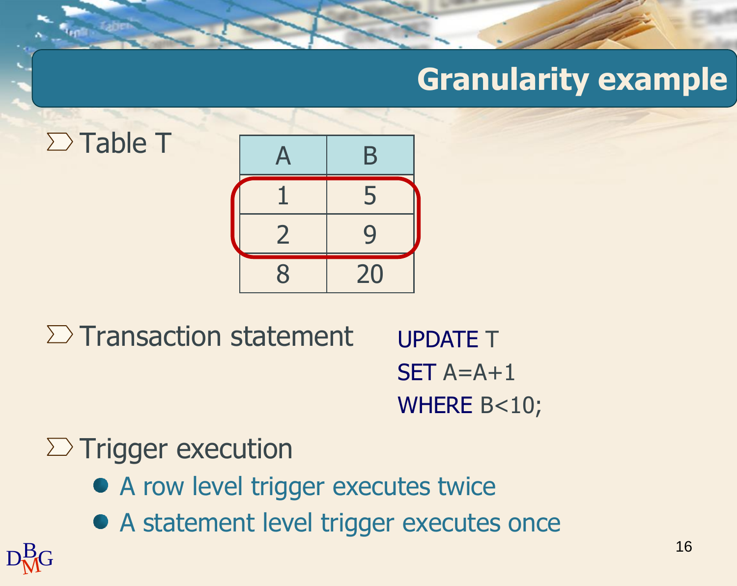# Granularity example

- Table T

| A | B |
|---|---|
| 1 | 5 |
| 2 | 9 |
| 8 | 20 |

- Transaction statement

```
UPDATE T
SET A=A+1
WHERE B<10;
```

- Trigger execution
  - A row level trigger executes twice
  - A statement level trigger executes once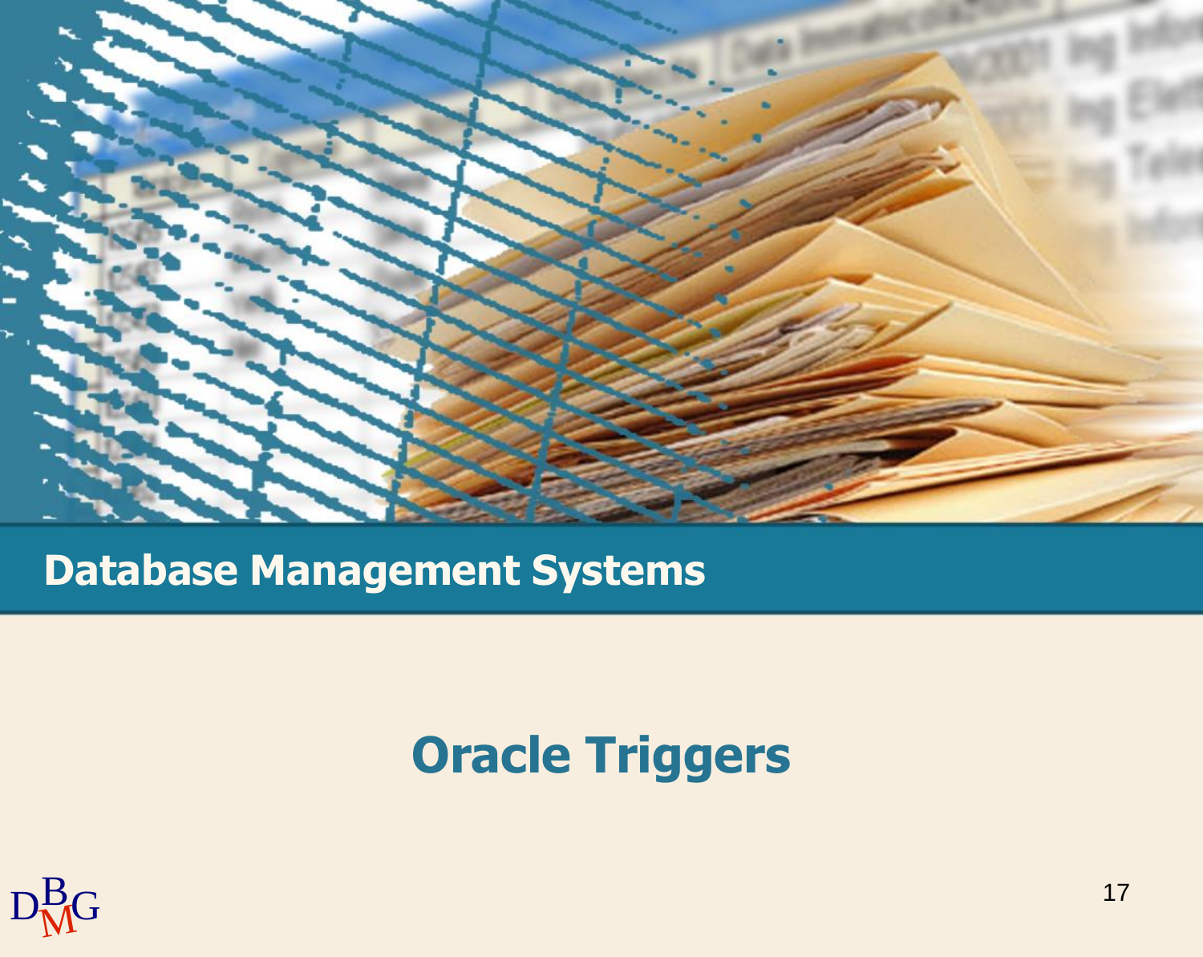## Database Management Systems

# Oracle Triggers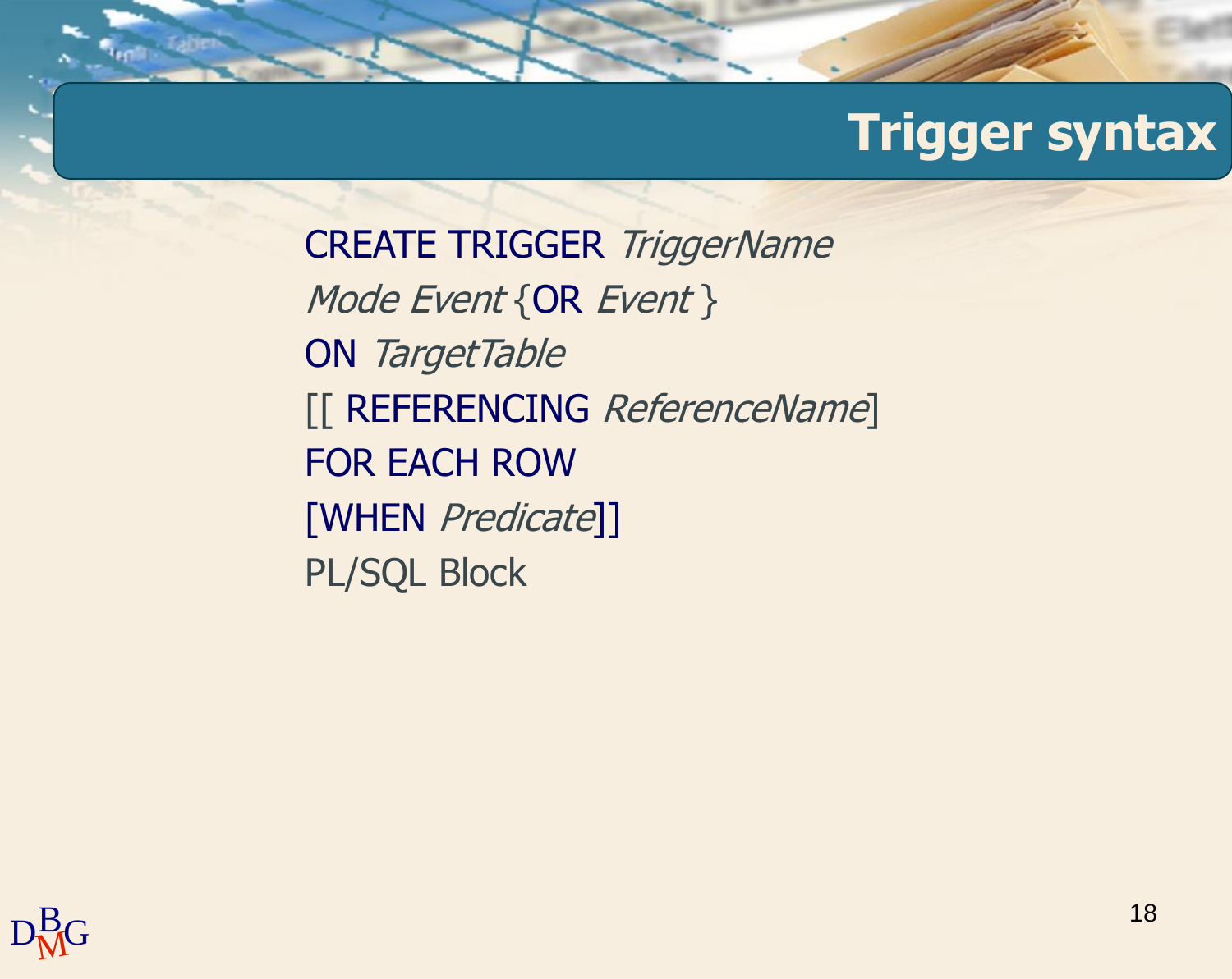# Trigger syntax

CREATE TRIGGER *TriggerName*
*Mode Event* {OR *Event* }
ON *TargetTable*
[[ REFERENCING *ReferenceName*]
FOR EACH ROW
[WHEN *Predicate*]]
PL/SQL Block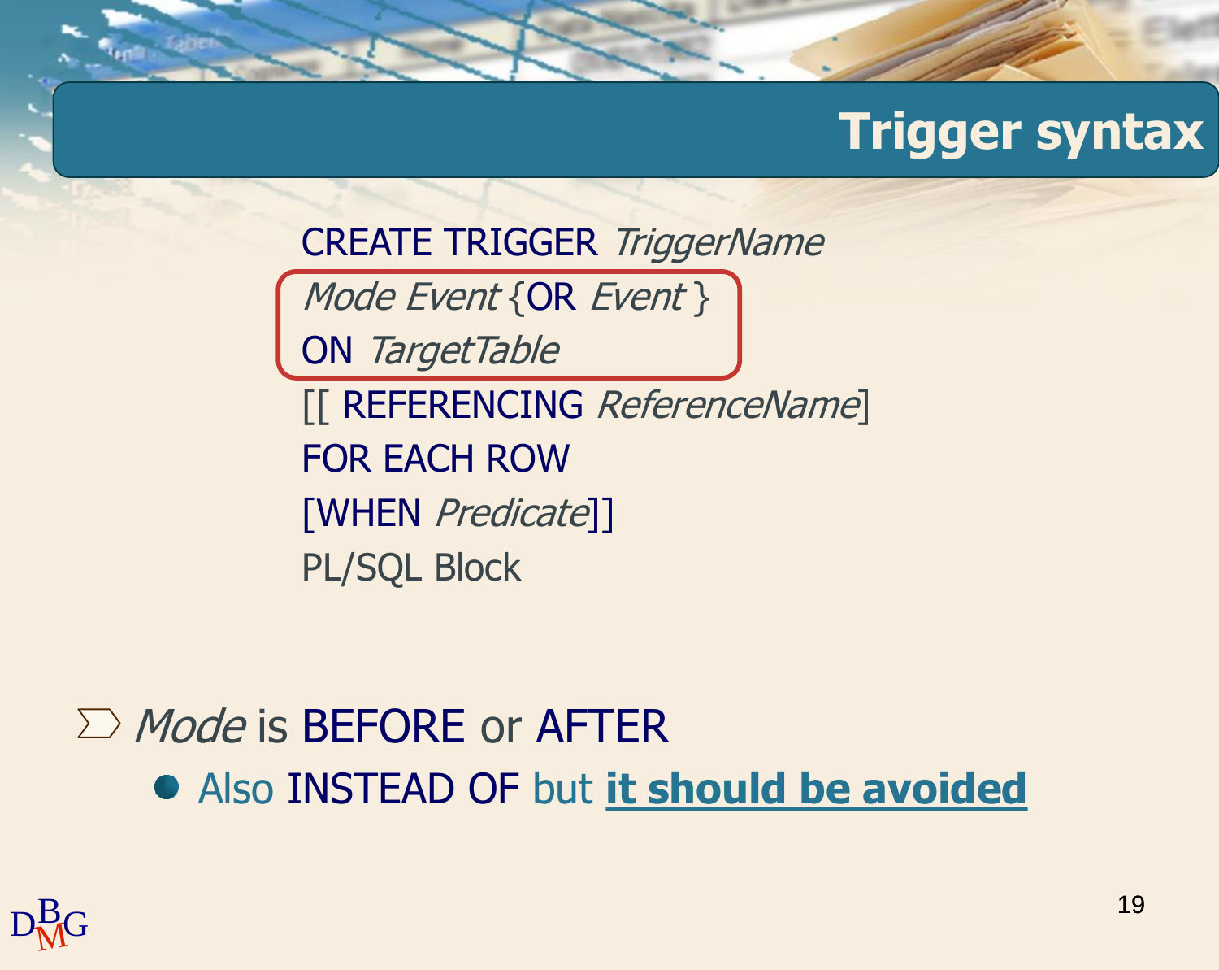# Trigger syntax

```
CREATE TRIGGER TriggerName
Mode Event {OR Event }
ON TargetTable
[[ REFERENCING ReferenceName]
FOR EACH ROW
[WHEN Predicate]]
PL/SQL Block
```

- *Mode* is BEFORE or AFTER
  - Also INSTEAD OF but **it should be avoided**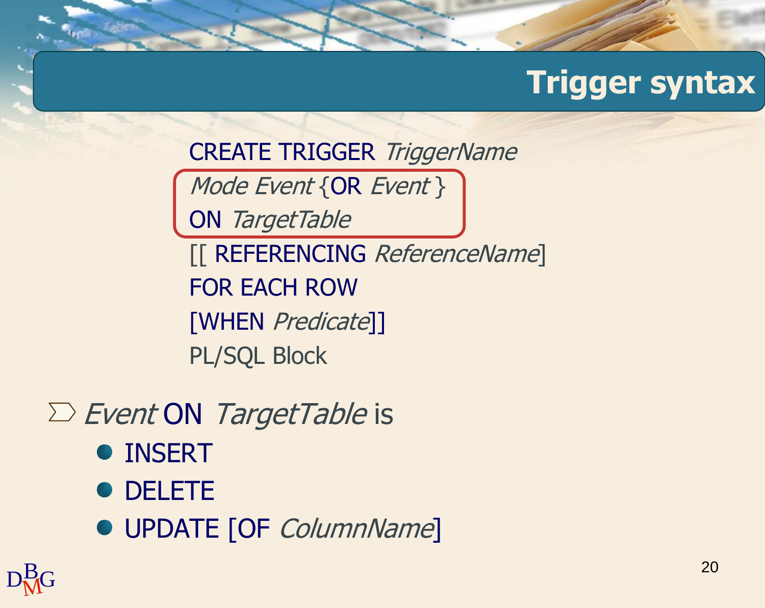# Trigger syntax

```
CREATE TRIGGER TriggerName
Mode Event {OR Event }
ON TargetTable
[[ REFERENCING ReferenceName]
FOR EACH ROW
[WHEN Predicate]]
PL/SQL Block
```

- *Event* ON *TargetTable* is
  - INSERT
  - DELETE
  - UPDATE [OF *ColumnName*]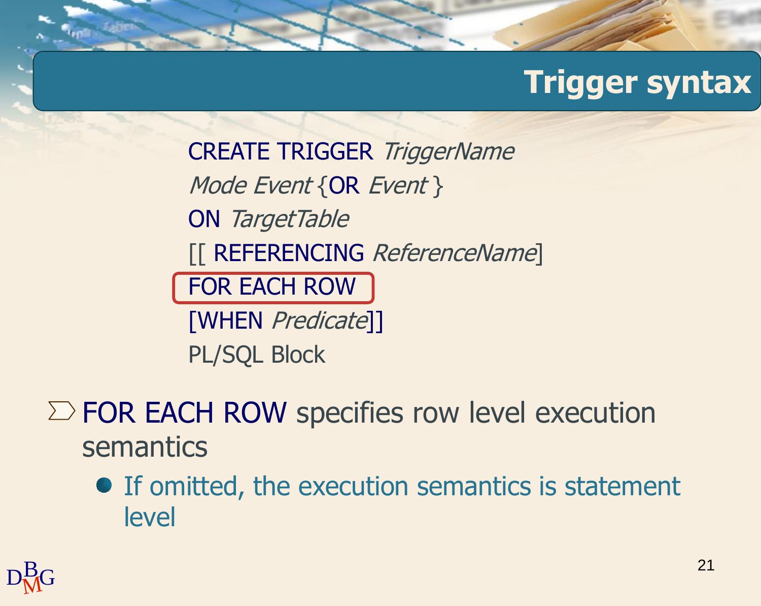# Trigger syntax

```
CREATE TRIGGER TriggerName
Mode Event {OR Event }
ON TargetTable
[[ REFERENCING ReferenceName]
FOR EACH ROW
[WHEN Predicate]]
PL/SQL Block
```

- FOR EACH ROW specifies row level execution semantics
  - If omitted, the execution semantics is statement level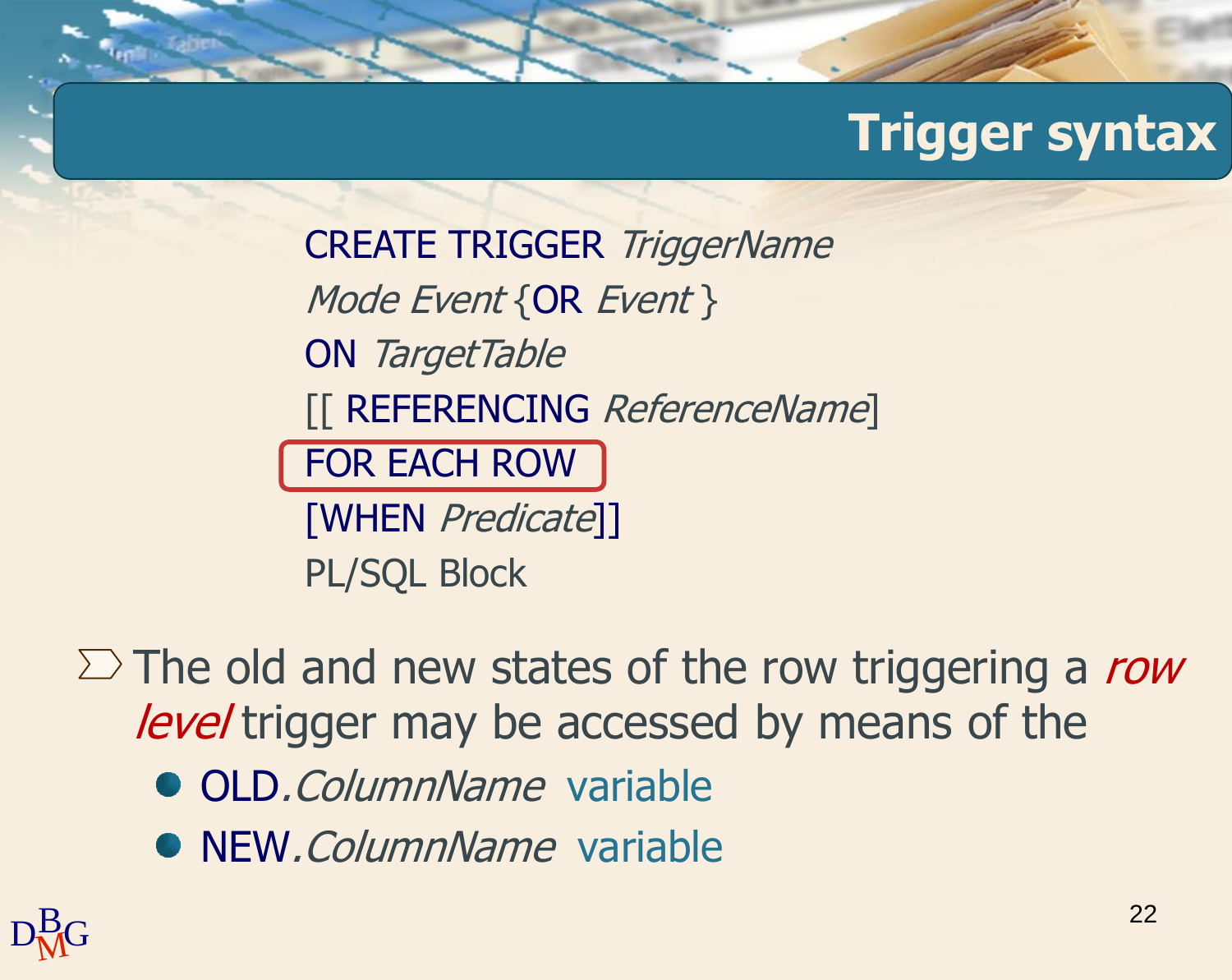# Trigger syntax

```
CREATE TRIGGER TriggerName
Mode Event {OR Event }
ON TargetTable
[[ REFERENCING ReferenceName]
FOR EACH ROW
[WHEN Predicate]]
PL/SQL Block
```

- The old and new states of the row triggering a *row level* trigger may be accessed by means of the
  - OLD.*ColumnName* variable
  - NEW.*ColumnName* variable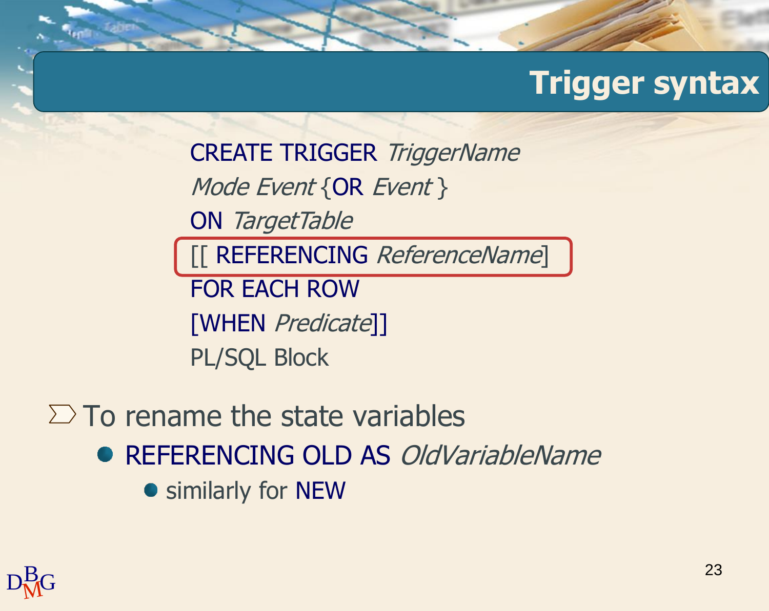# Trigger syntax

```
CREATE TRIGGER TriggerName
Mode Event {OR Event }
ON TargetTable
[[ REFERENCING ReferenceName]
FOR EACH ROW
[WHEN Predicate]]
PL/SQL Block
```

- To rename the state variables
  - REFERENCING OLD AS *OldVariableName*
    - similarly for NEW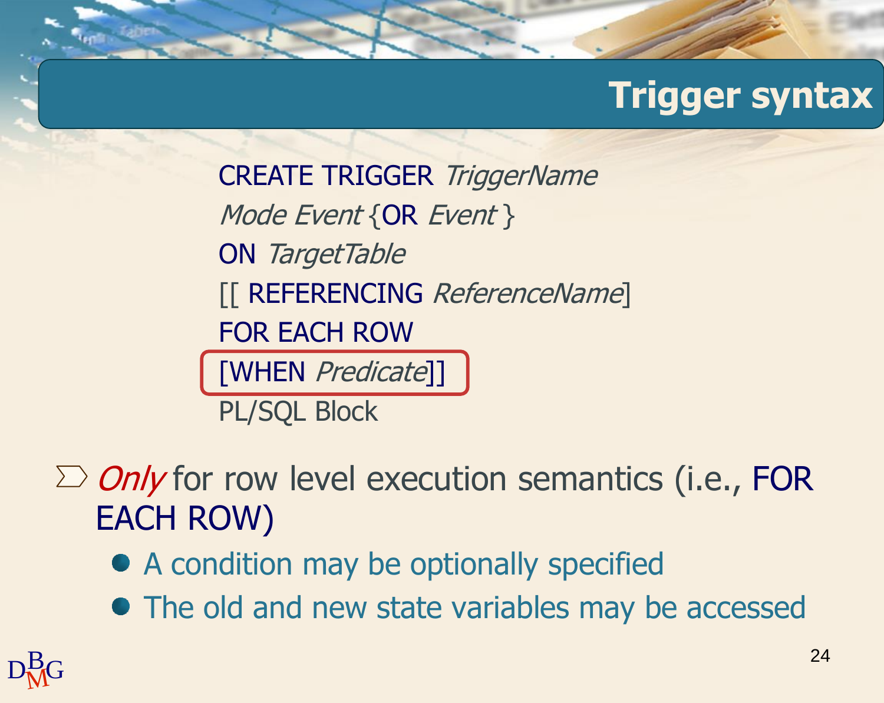# Trigger syntax

```
CREATE TRIGGER TriggerName
Mode Event {OR Event }
ON TargetTable
[[ REFERENCING ReferenceName]
FOR EACH ROW
[WHEN Predicate]]
PL/SQL Block
```

- *Only* for row level execution semantics (i.e., FOR EACH ROW)
  - A condition may be optionally specified
  - The old and new state variables may be accessed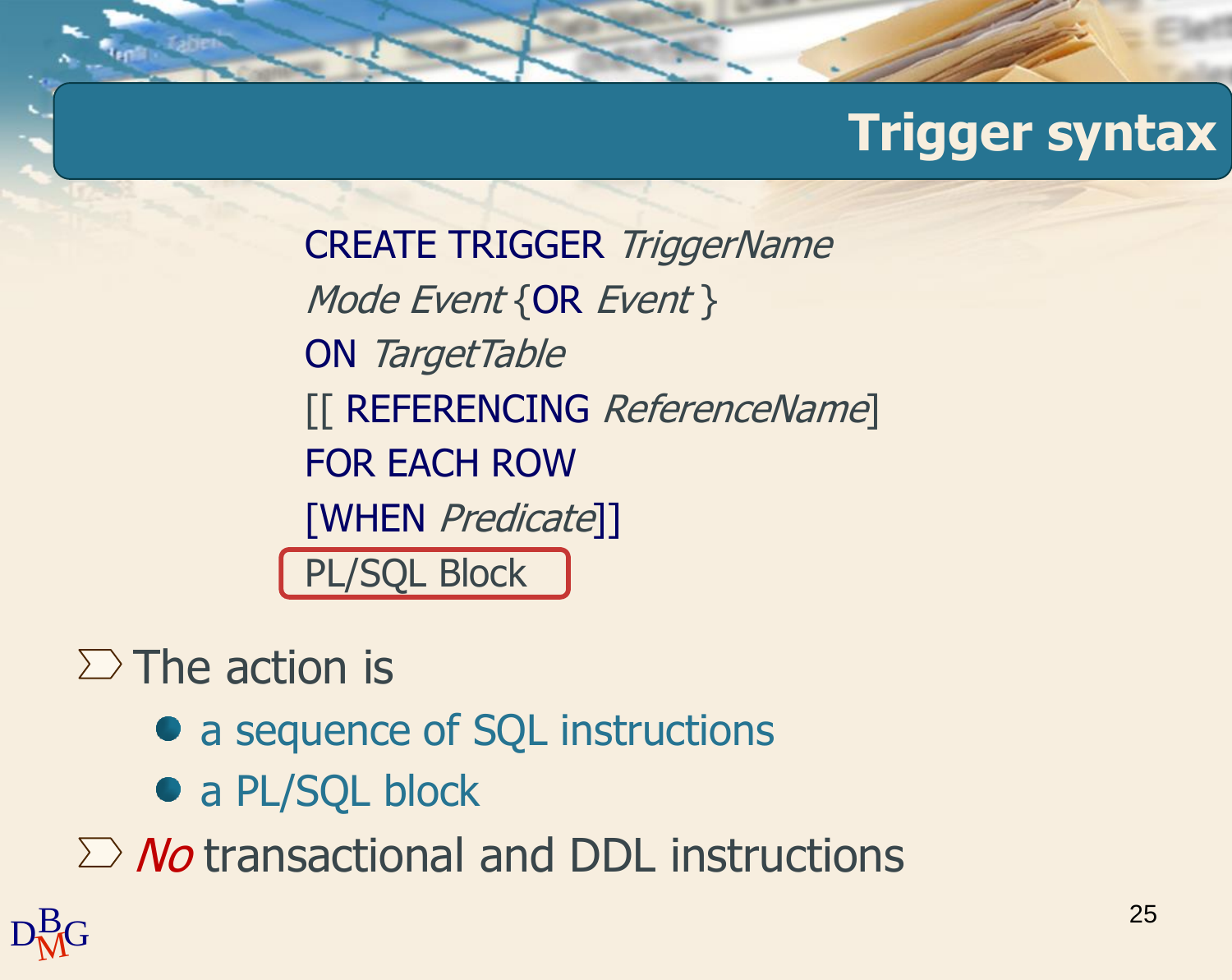# Trigger syntax

```
CREATE TRIGGER TriggerName
Mode Event {OR Event }
ON TargetTable
[[ REFERENCING ReferenceName]
FOR EACH ROW
[WHEN Predicate]]
PL/SQL Block
```

- The action is
  - a sequence of SQL instructions
  - a PL/SQL block
- *No* transactional and DDL instructions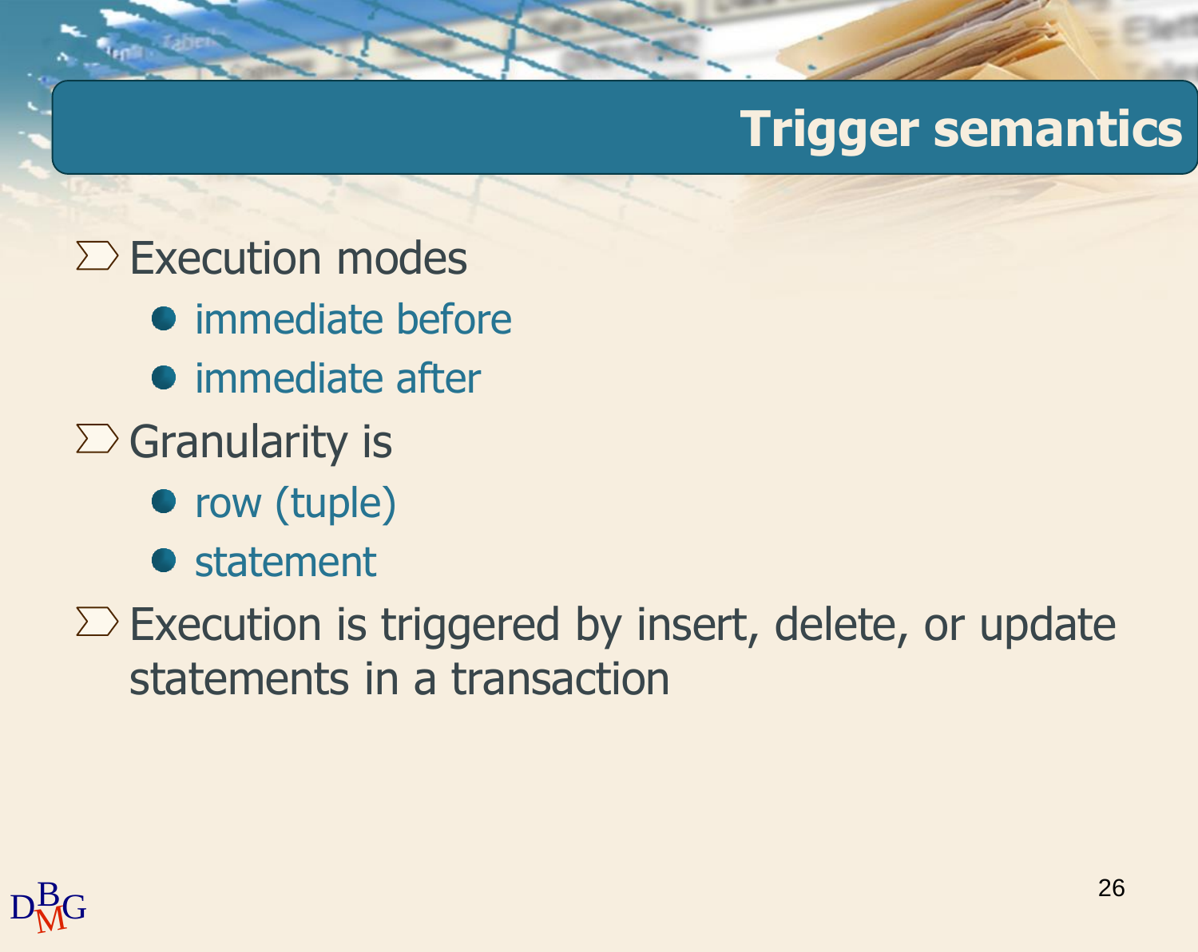# Trigger semantics

- Execution modes
  - immediate before
  - immediate after
- Granularity is
  - row (tuple)
  - statement
- Execution is triggered by insert, delete, or update statements in a transaction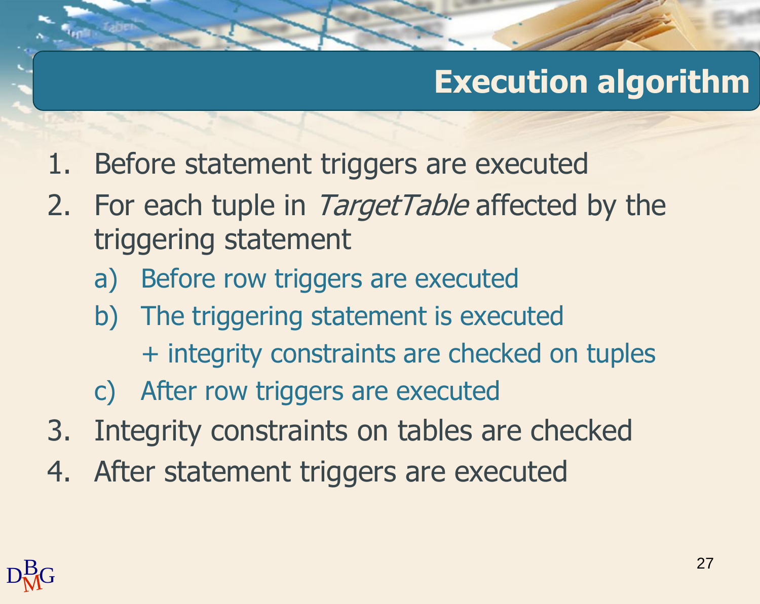# Execution algorithm

1. Before statement triggers are executed
2. For each tuple in *TargetTable* affected by the triggering statement
   a) Before row triggers are executed
   b) The triggering statement is executed
      + integrity constraints are checked on tuples
   c) After row triggers are executed
3. Integrity constraints on tables are checked
4. After statement triggers are executed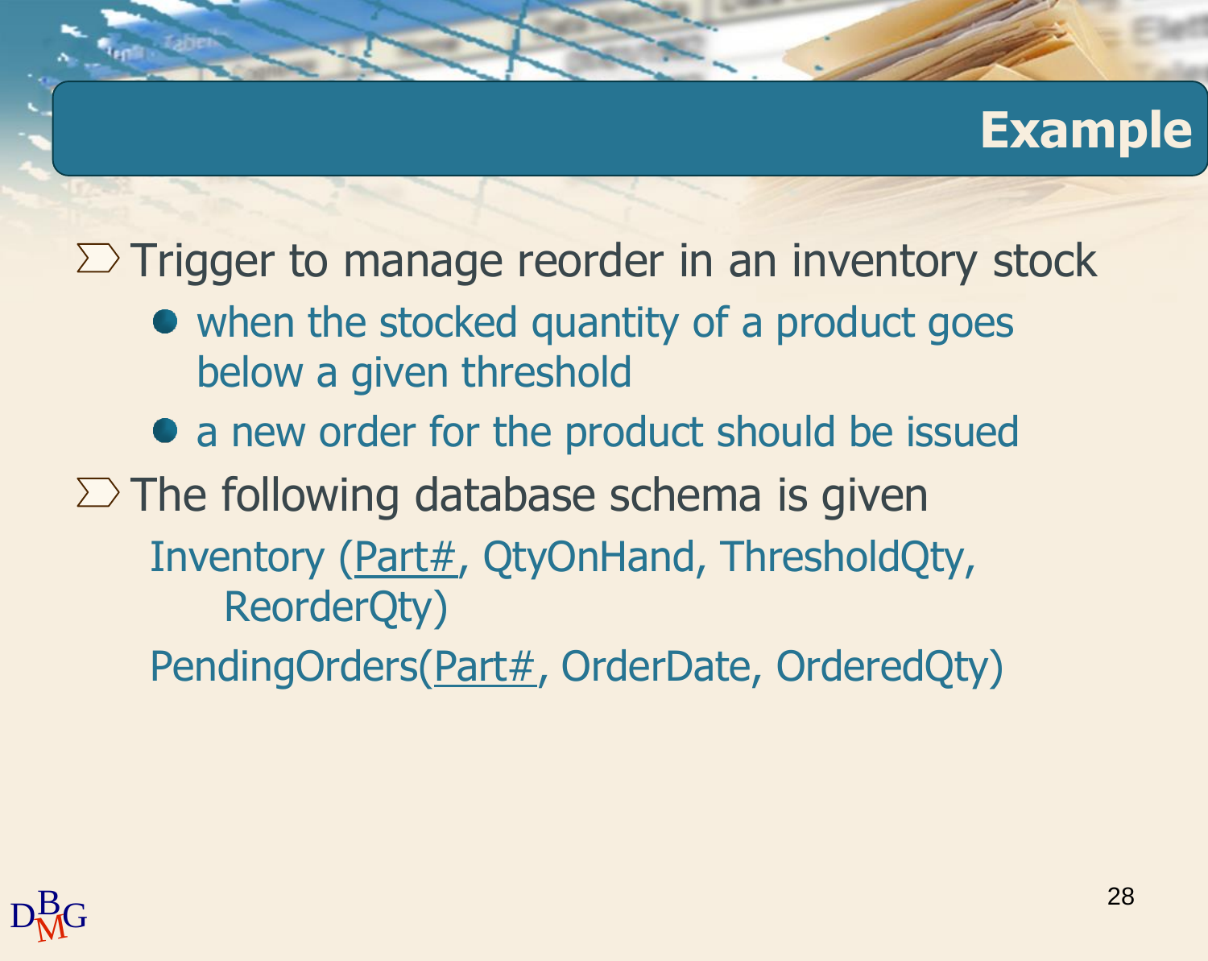# Example

- Trigger to manage reorder in an inventory stock
  - when the stocked quantity of a product goes below a given threshold
  - a new order for the product should be issued
- The following database schema is given

  Inventory (<u>Part#</u>, QtyOnHand, ThresholdQty, ReorderQty)

  PendingOrders(<u>Part#</u>, OrderDate, OrderedQty)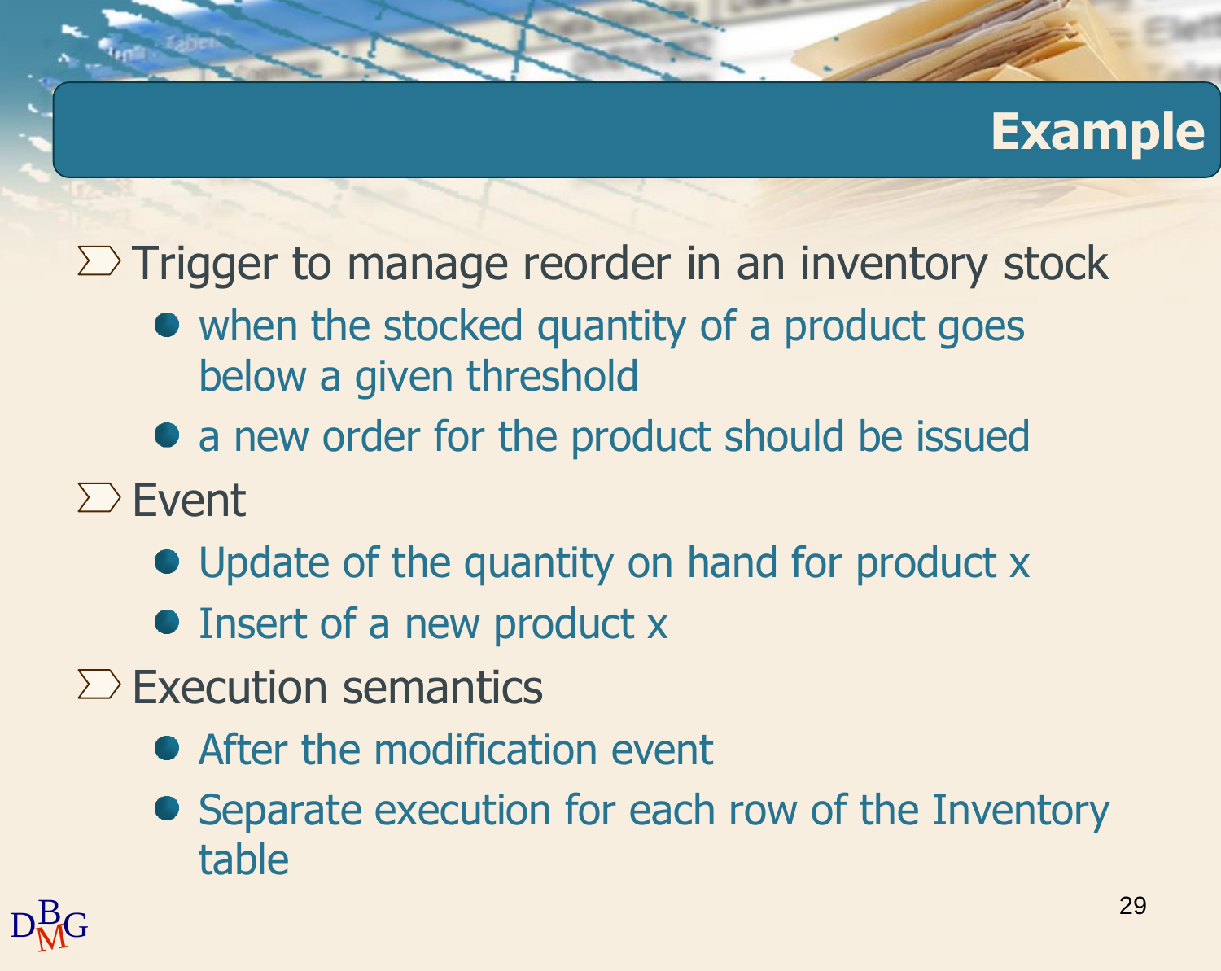# Example

- Trigger to manage reorder in an inventory stock
  - when the stocked quantity of a product goes below a given threshold
  - a new order for the product should be issued
- Event
  - Update of the quantity on hand for product x
  - Insert of a new product x
- Execution semantics
  - After the modification event
  - Separate execution for each row of the Inventory table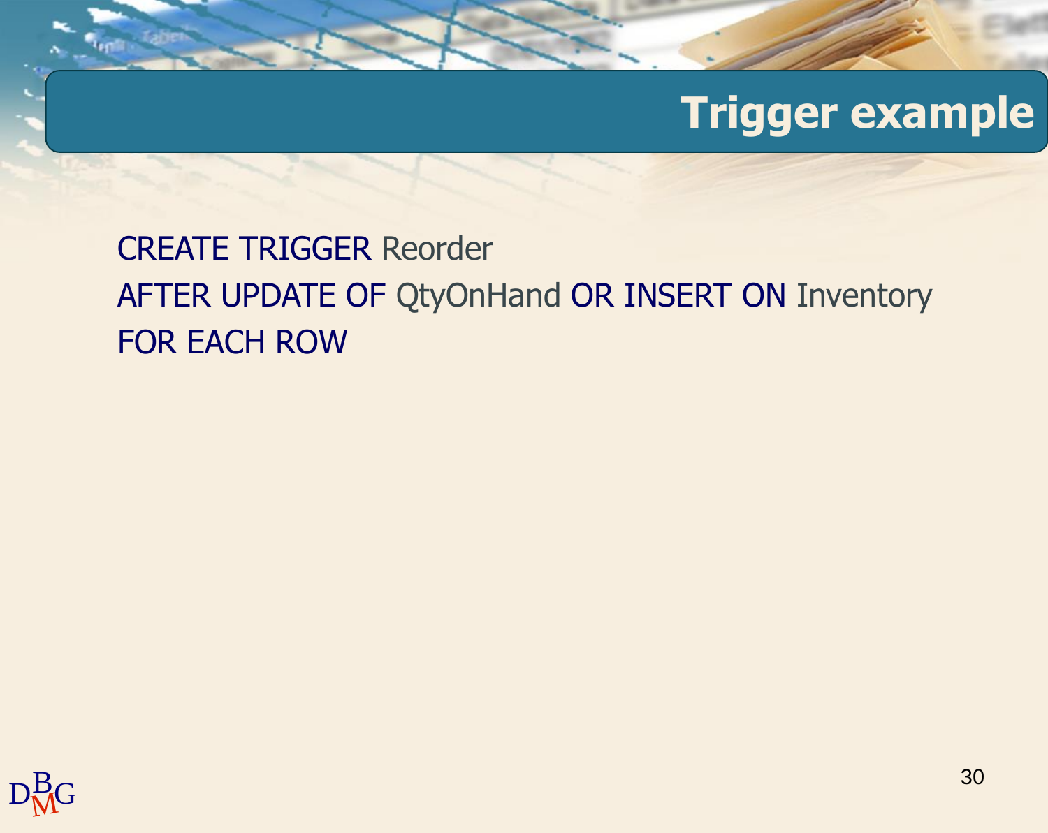# Trigger example

```
CREATE TRIGGER Reorder
AFTER UPDATE OF QtyOnHand OR INSERT ON Inventory
FOR EACH ROW
```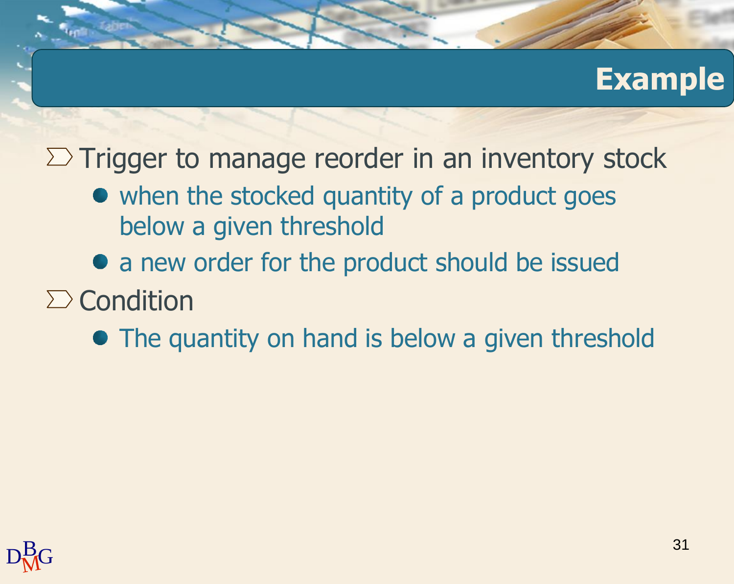## Example

- Trigger to manage reorder in an inventory stock
  - when the stocked quantity of a product goes below a given threshold
  - a new order for the product should be issued
- Condition
  - The quantity on hand is below a given threshold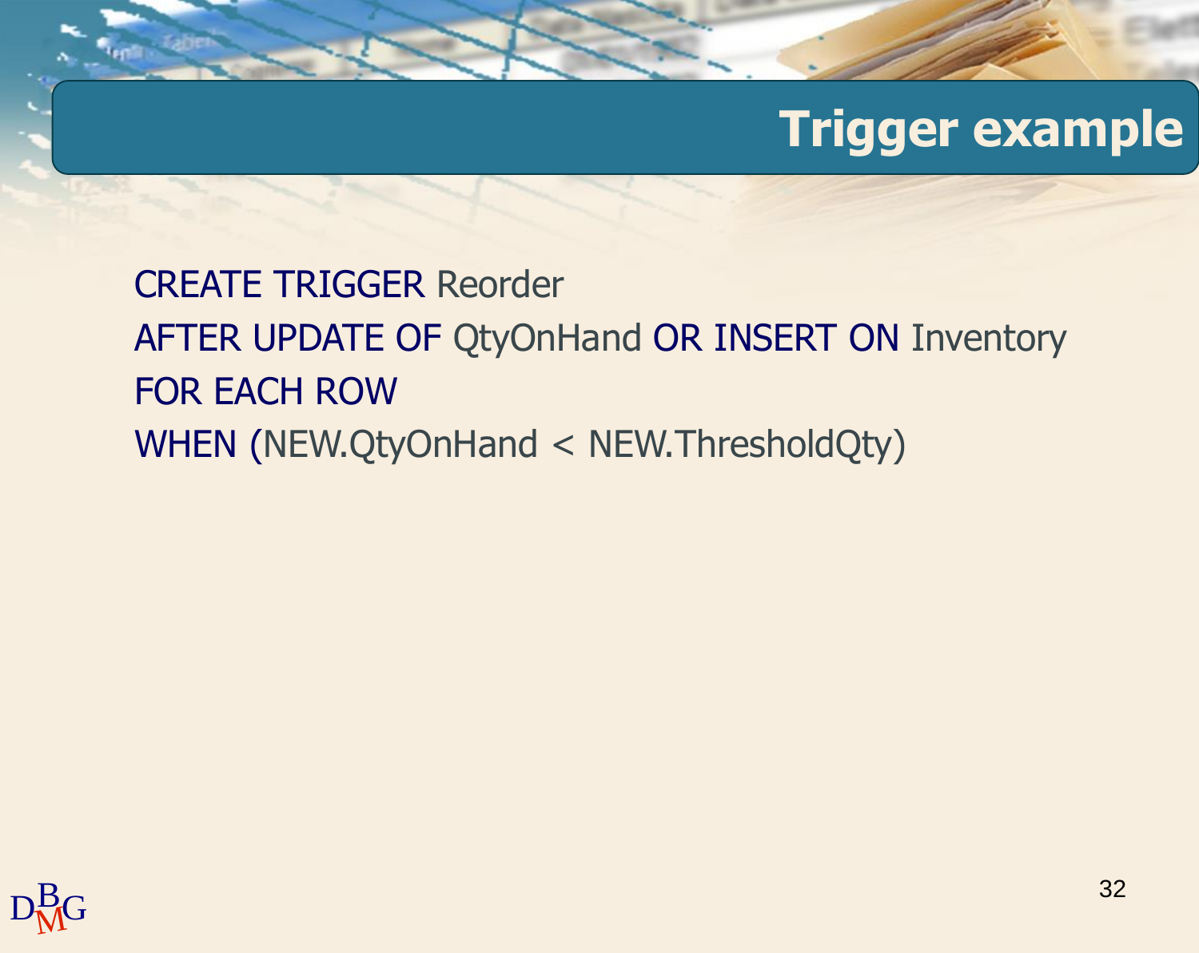# Trigger example

```
CREATE TRIGGER Reorder
AFTER UPDATE OF QtyOnHand OR INSERT ON Inventory
FOR EACH ROW
WHEN (NEW.QtyOnHand < NEW.ThresholdQty)
```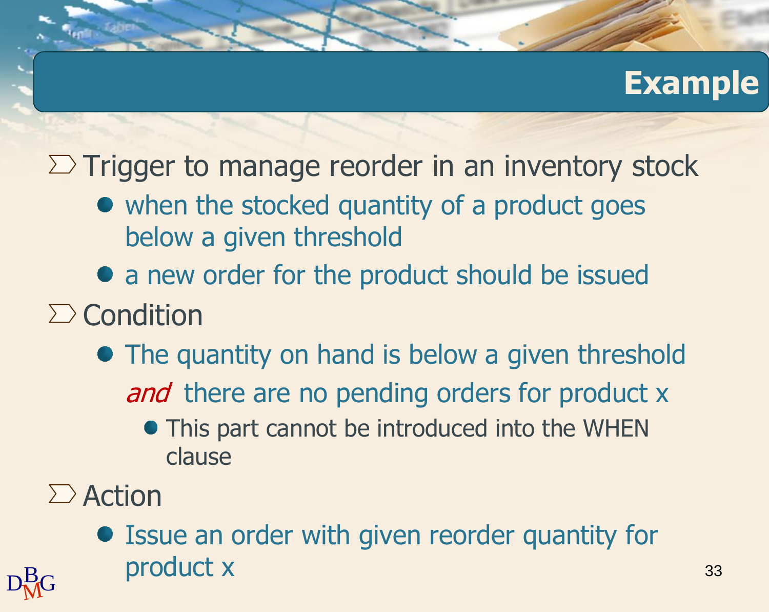# Example

- Trigger to manage reorder in an inventory stock
  - when the stocked quantity of a product goes below a given threshold
  - a new order for the product should be issued
- Condition
  - The quantity on hand is below a given threshold *and* there are no pending orders for product x
    - This part cannot be introduced into the WHEN clause
- Action
  - Issue an order with given reorder quantity for product x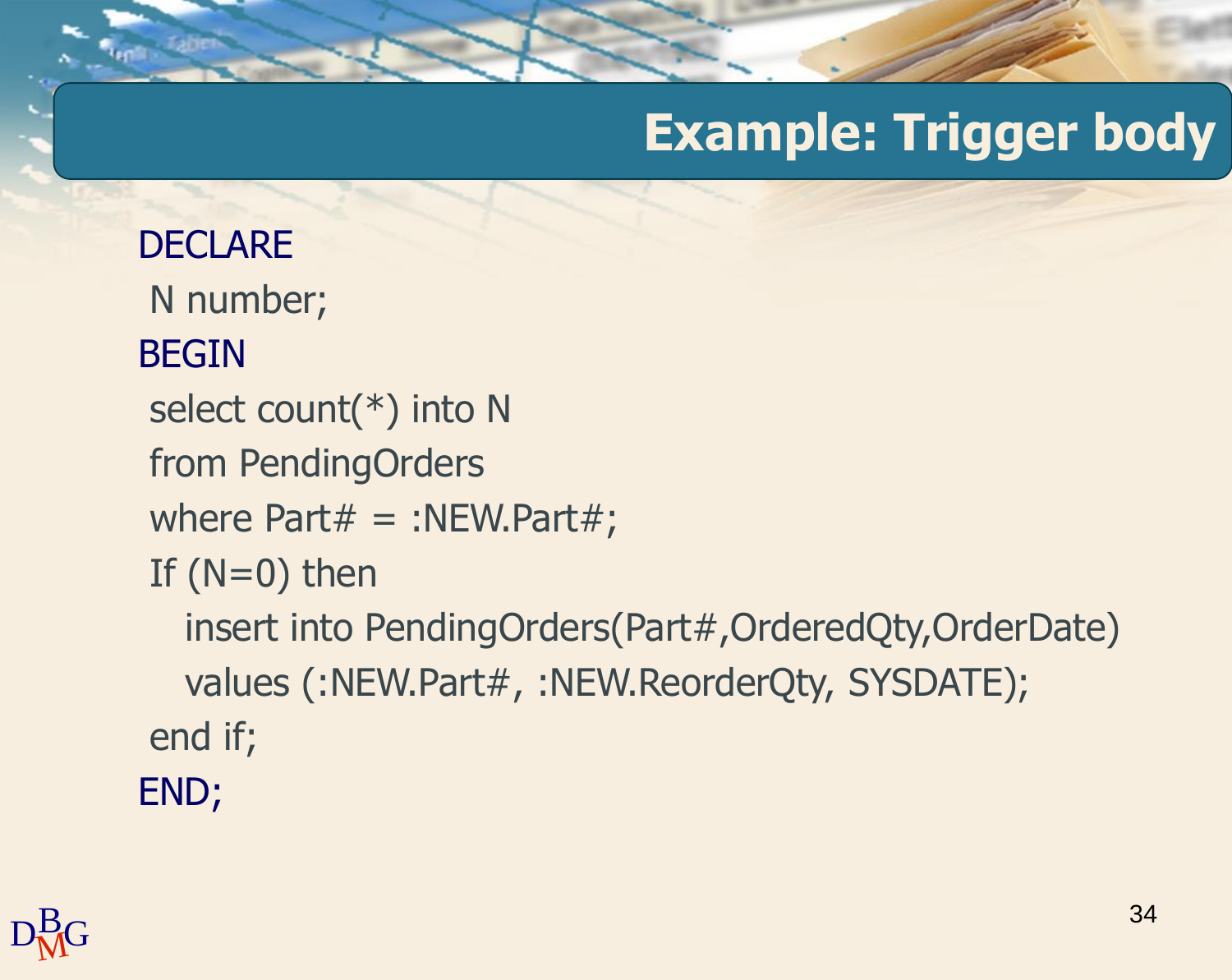# Example: Trigger body

```
DECLARE
 N number;
BEGIN
 select count(*) into N
 from PendingOrders
 where Part# = :NEW.Part#;
 If (N=0) then
   insert into PendingOrders(Part#,OrderedQty,OrderDate)
   values (:NEW.Part#, :NEW.ReorderQty, SYSDATE);
 end if;
END;
```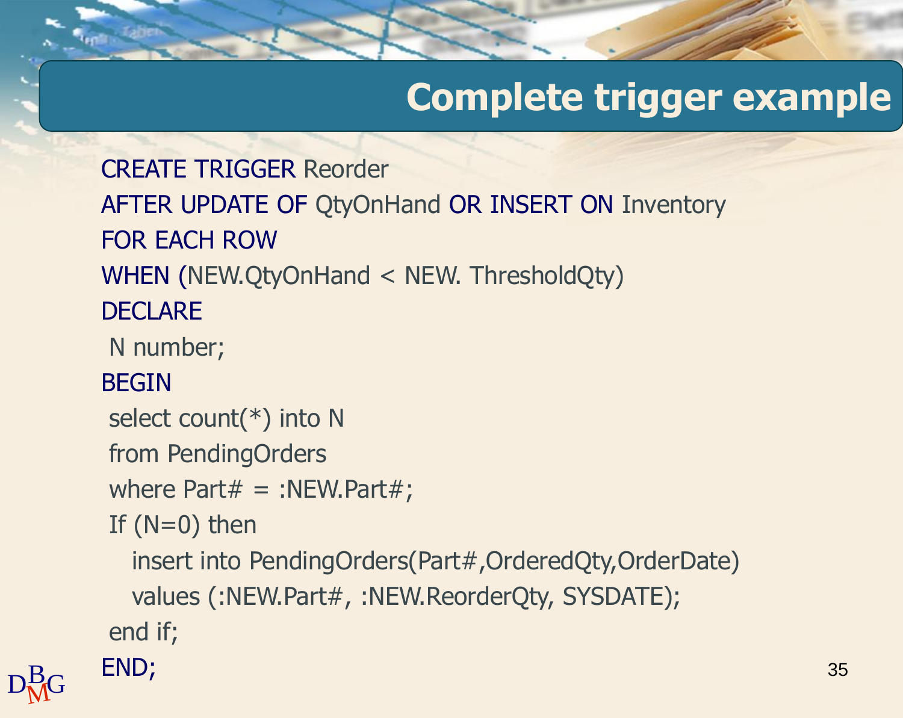# Complete trigger example

```
CREATE TRIGGER Reorder
AFTER UPDATE OF QtyOnHand OR INSERT ON Inventory
FOR EACH ROW
WHEN (NEW.QtyOnHand < NEW. ThresholdQty)
DECLARE
 N number;
BEGIN
 select count(*) into N
 from PendingOrders
 where Part# = :NEW.Part#;
 If (N=0) then
   insert into PendingOrders(Part#,OrderedQty,OrderDate)
   values (:NEW.Part#, :NEW.ReorderQty, SYSDATE);
 end if;
END;
```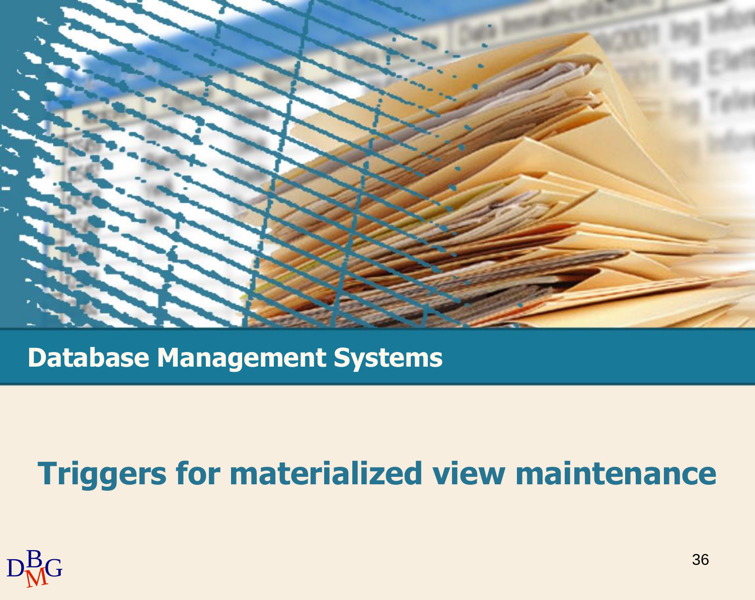Database Management Systems

# Triggers for materialized view maintenance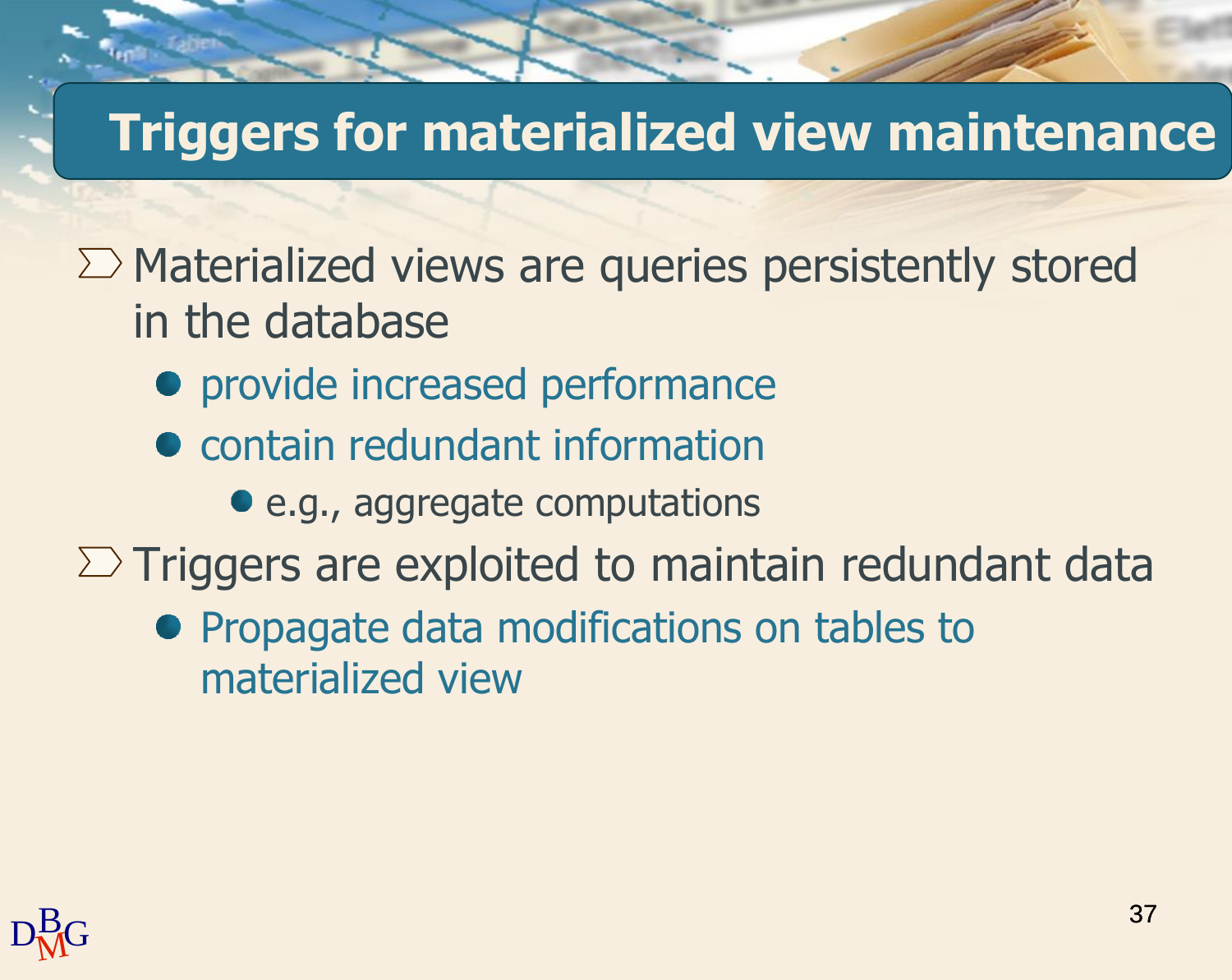# Triggers for materialized view maintenance

- Materialized views are queries persistently stored in the database
  - provide increased performance
  - contain redundant information
    - e.g., aggregate computations
- Triggers are exploited to maintain redundant data
  - Propagate data modifications on tables to materialized view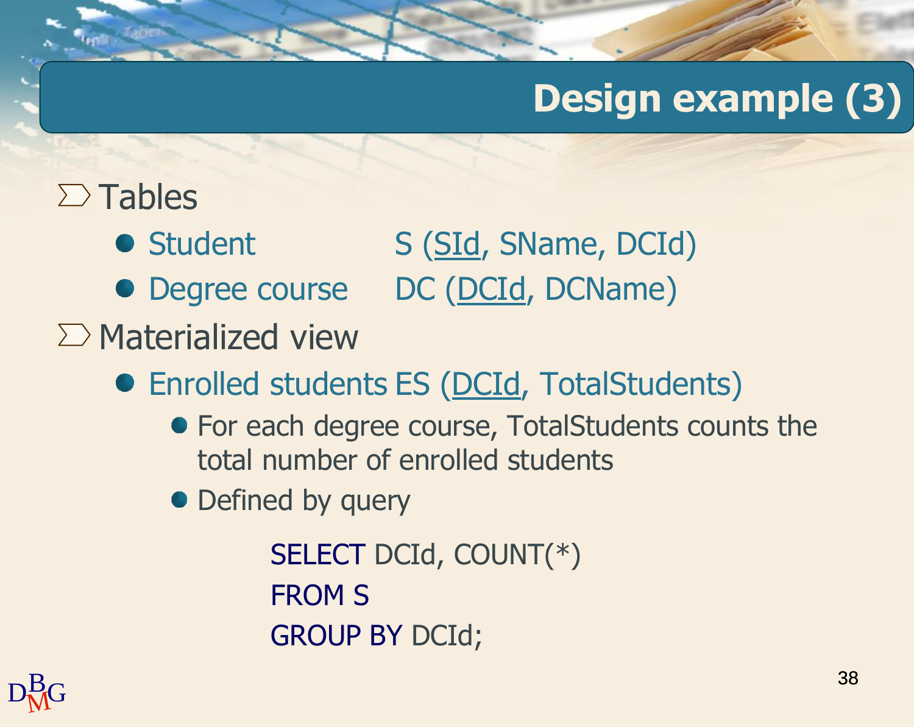# Design example (3)

- Tables
  - Student S (<u>SId</u>, SName, DCId)
  - Degree course DC (<u>DCId</u>, DCName)
- Materialized view
  - Enrolled students ES (<u>DCId</u>, TotalStudents)
    - For each degree course, TotalStudents counts the total number of enrolled students
    - Defined by query

```
SELECT DCId, COUNT(*)
FROM S
GROUP BY DCId;
```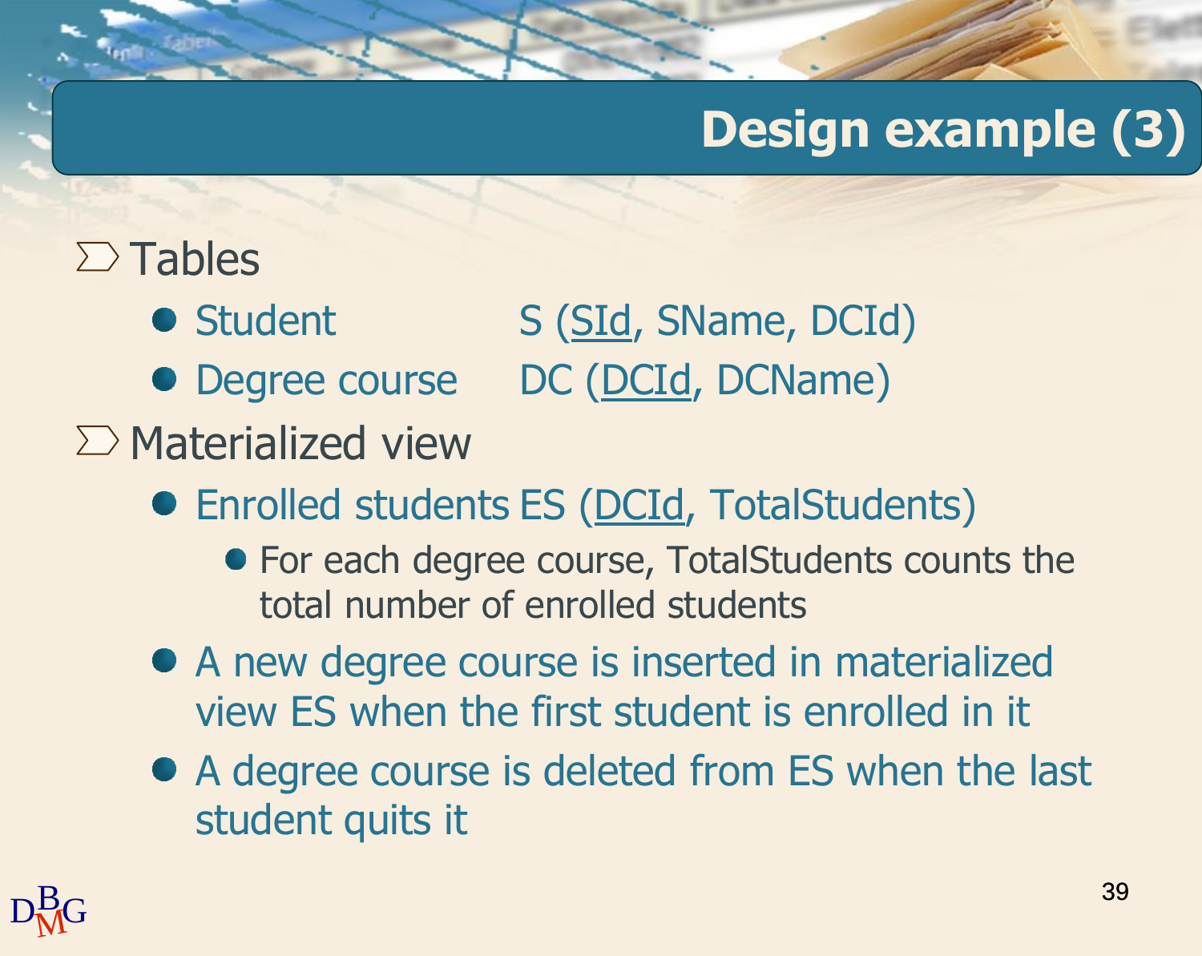# Design example (3)

- Tables
  - Student S (<u>SId</u>, SName, DCId)
  - Degree course DC (<u>DCId</u>, DCName)
- Materialized view
  - Enrolled students ES (<u>DCId</u>, TotalStudents)
    - For each degree course, TotalStudents counts the total number of enrolled students
  - A new degree course is inserted in materialized view ES when the first student is enrolled in it
  - A degree course is deleted from ES when the last student quits it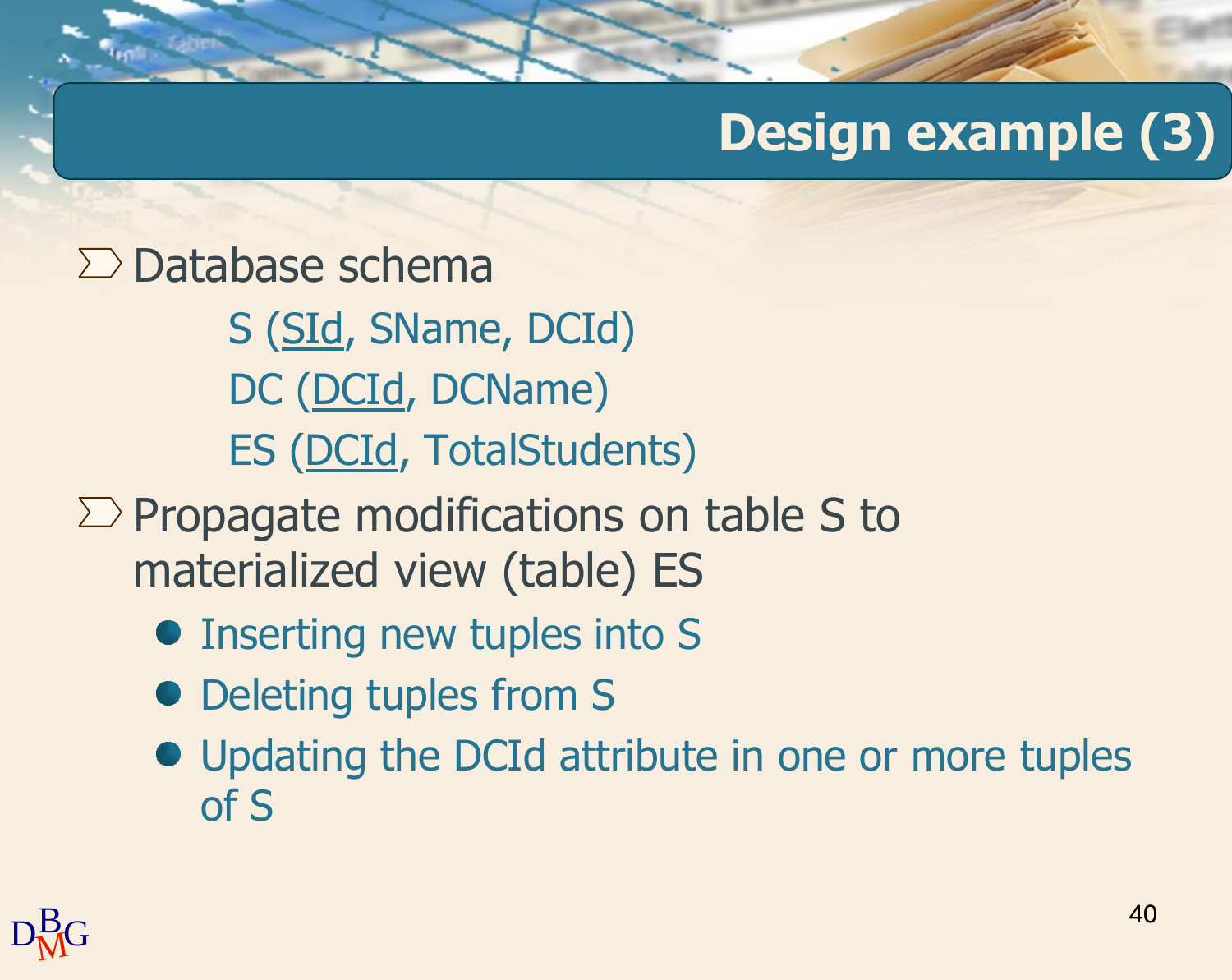# Design example (3)

- Database schema
  - S (<u>SId</u>, SName, DCId)
  - DC (<u>DCId</u>, DCName)
  - ES (<u>DCId</u>, TotalStudents)
- Propagate modifications on table S to materialized view (table) ES
  - Inserting new tuples into S
  - Deleting tuples from S
  - Updating the DCId attribute in one or more tuples of S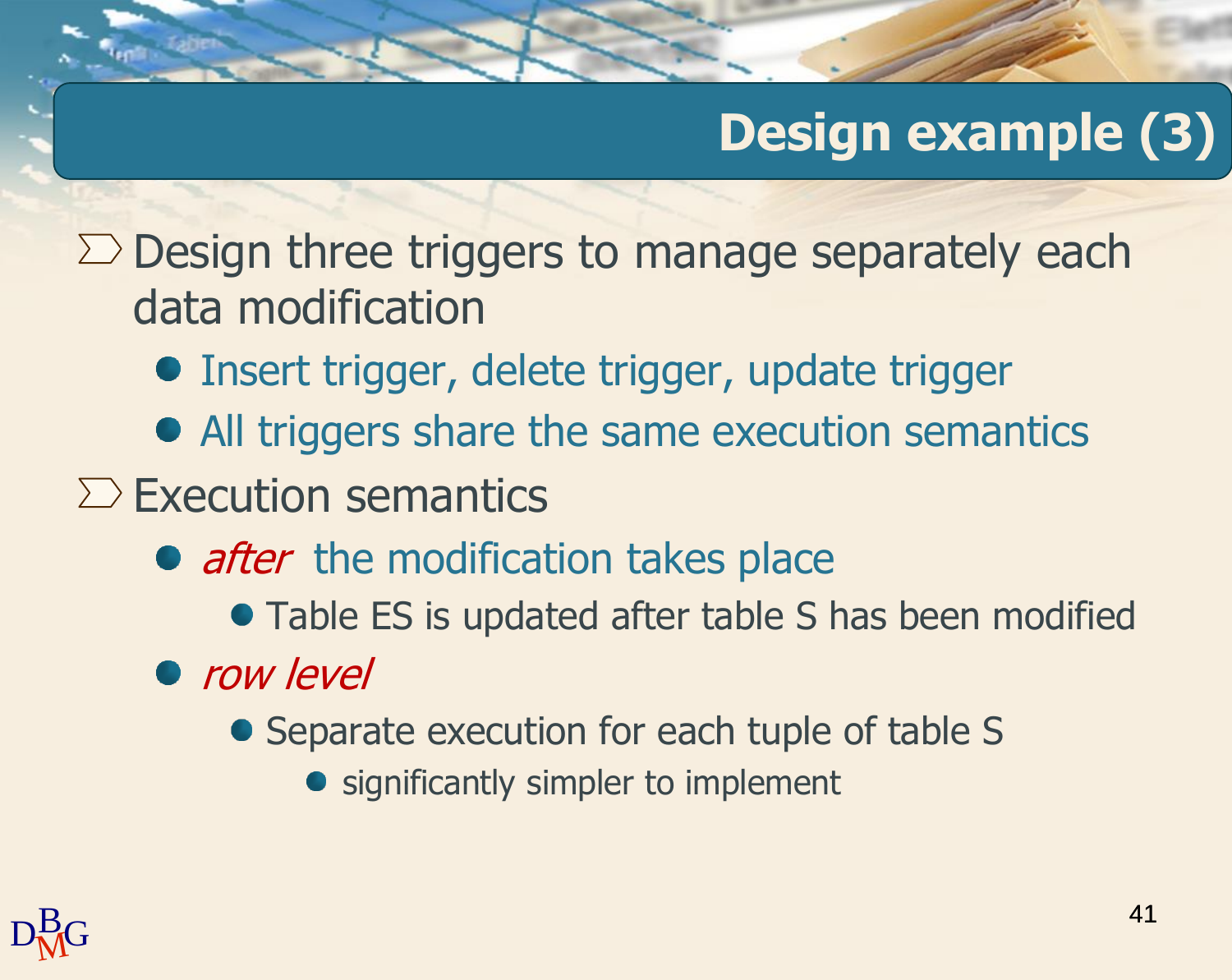# Design example (3)

- Design three triggers to manage separately each data modification
  - Insert trigger, delete trigger, update trigger
  - All triggers share the same execution semantics
- Execution semantics
  - *after* the modification takes place
    - Table ES is updated after table S has been modified
  - *row level*
    - Separate execution for each tuple of table S
      - significantly simpler to implement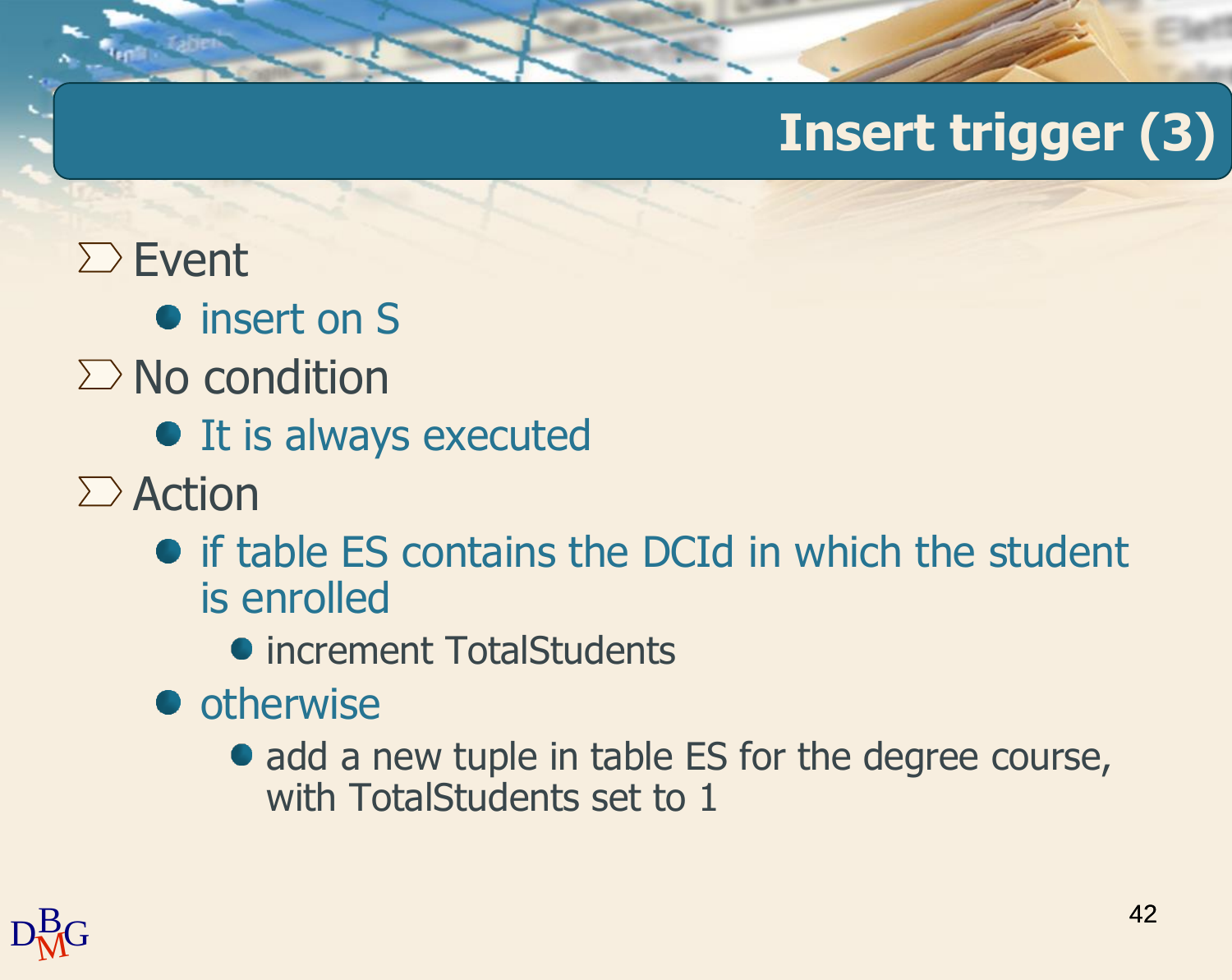# Insert trigger (3)

- Event
  - insert on S
- No condition
  - It is always executed
- Action
  - if table ES contains the DCId in which the student is enrolled
    - increment TotalStudents
  - otherwise
    - add a new tuple in table ES for the degree course, with TotalStudents set to 1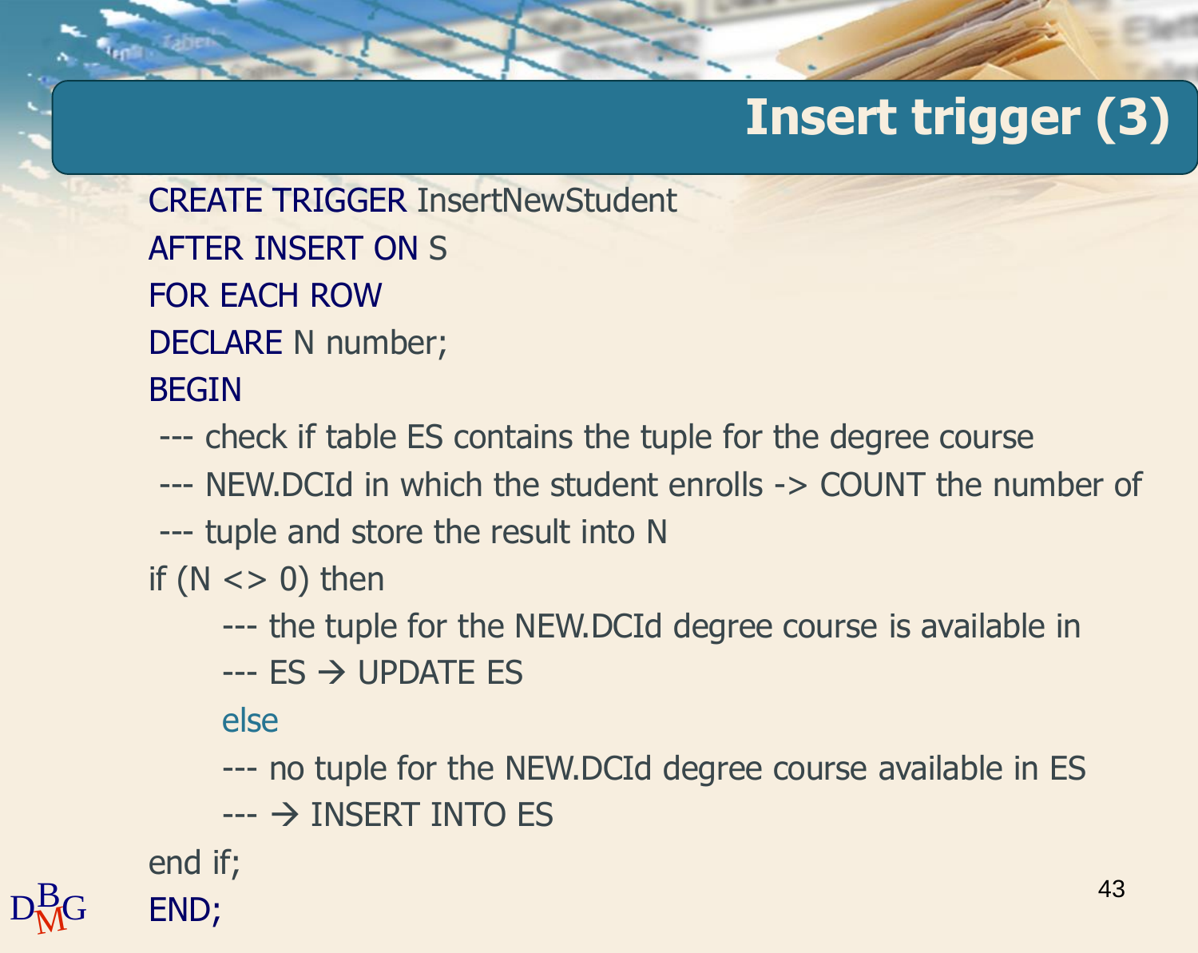# Insert trigger (3)

```
CREATE TRIGGER InsertNewStudent
AFTER INSERT ON S
FOR EACH ROW
DECLARE N number;
BEGIN
 --- check if table ES contains the tuple for the degree course
 --- NEW.DCId in which the student enrolls -> COUNT the number of
 --- tuple and store the result into N
if (N <> 0) then
      --- the tuple for the NEW.DCId degree course is available in
      --- ES → UPDATE ES
      else
      --- no tuple for the NEW.DCId degree course available in ES
      --- → INSERT INTO ES
end if;
END;
```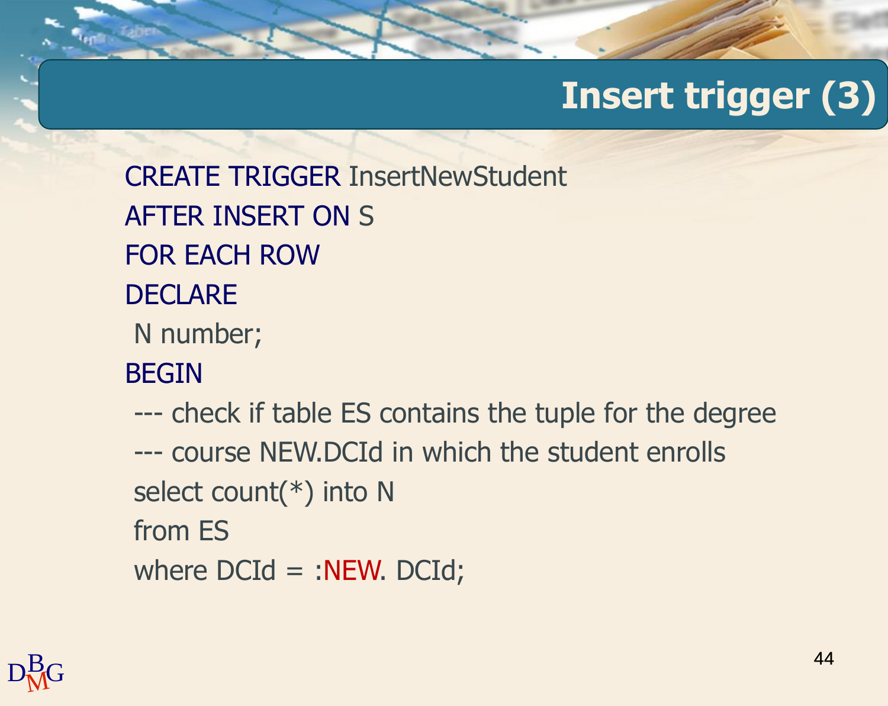# Insert trigger (3)

```
CREATE TRIGGER InsertNewStudent
AFTER INSERT ON S
FOR EACH ROW
DECLARE
 N number;
BEGIN
 --- check if table ES contains the tuple for the degree
 --- course NEW.DCId in which the student enrolls
 select count(*) into N
 from ES
 where DCId = :NEW. DCId;
```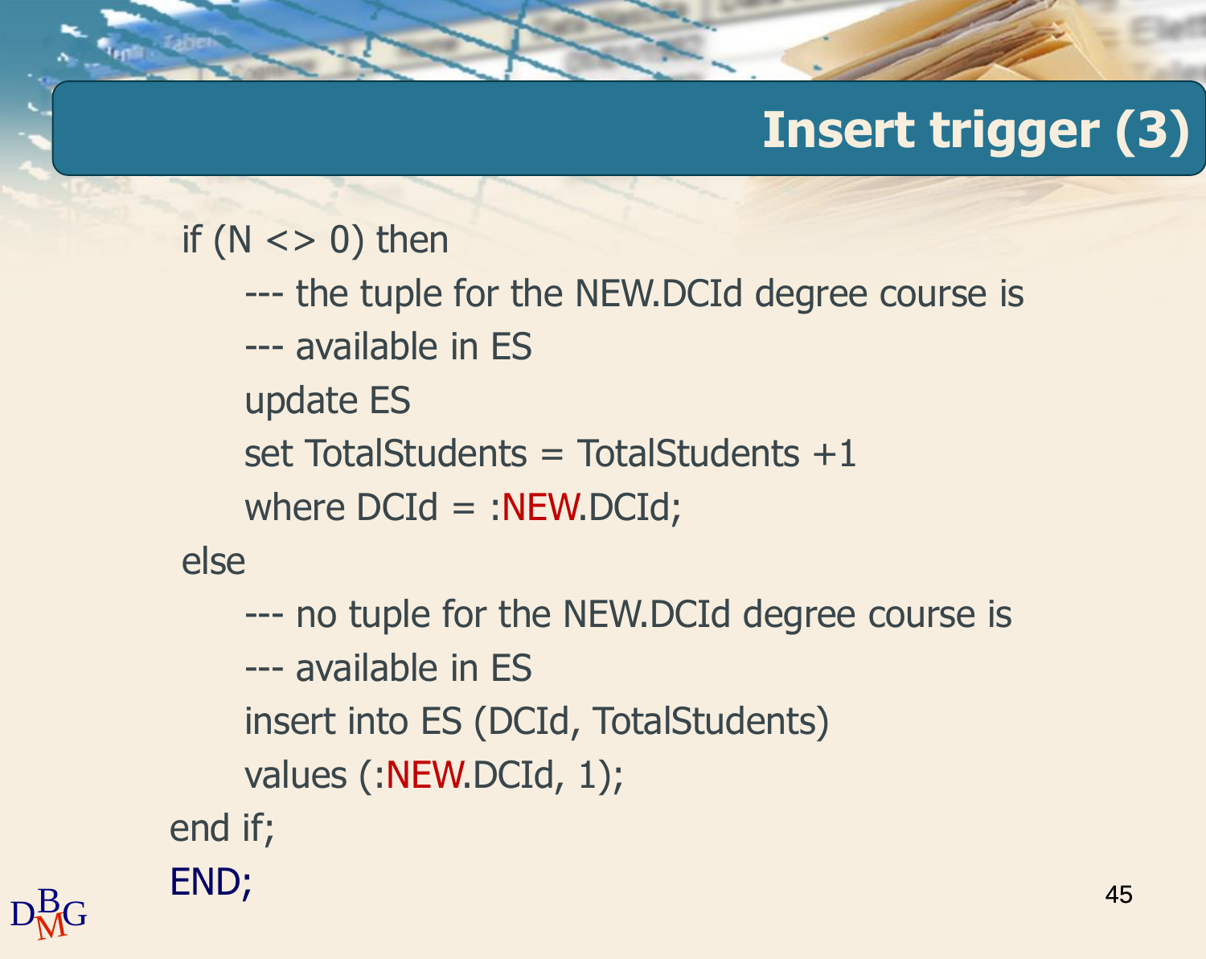## Insert trigger (3)

```
if (N <> 0) then
    --- the tuple for the NEW.DCId degree course is
    --- available in ES
    update ES
    set TotalStudents = TotalStudents +1
    where DCId = :NEW.DCId;
else
    --- no tuple for the NEW.DCId degree course is
    --- available in ES
    insert into ES (DCId, TotalStudents)
    values (:NEW.DCId, 1);
end if;
END;
```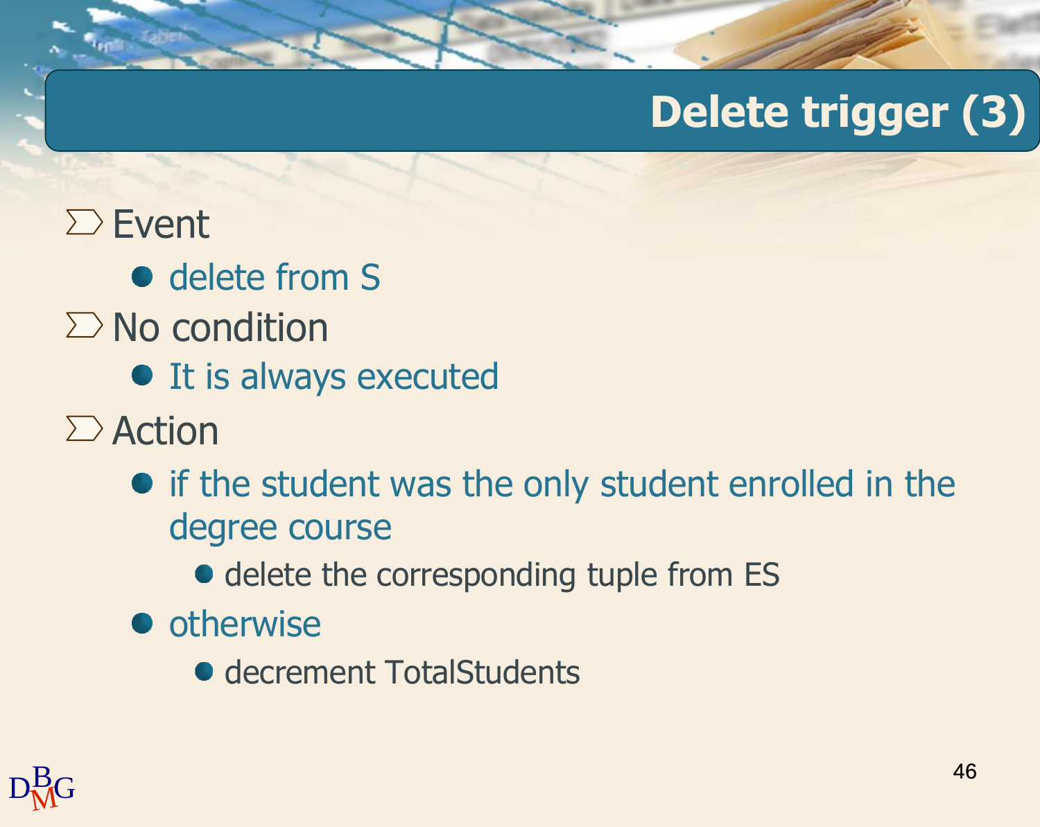# Delete trigger (3)

- Event
  - delete from S
- No condition
  - It is always executed
- Action
  - if the student was the only student enrolled in the degree course
    - delete the corresponding tuple from ES
  - otherwise
    - decrement TotalStudents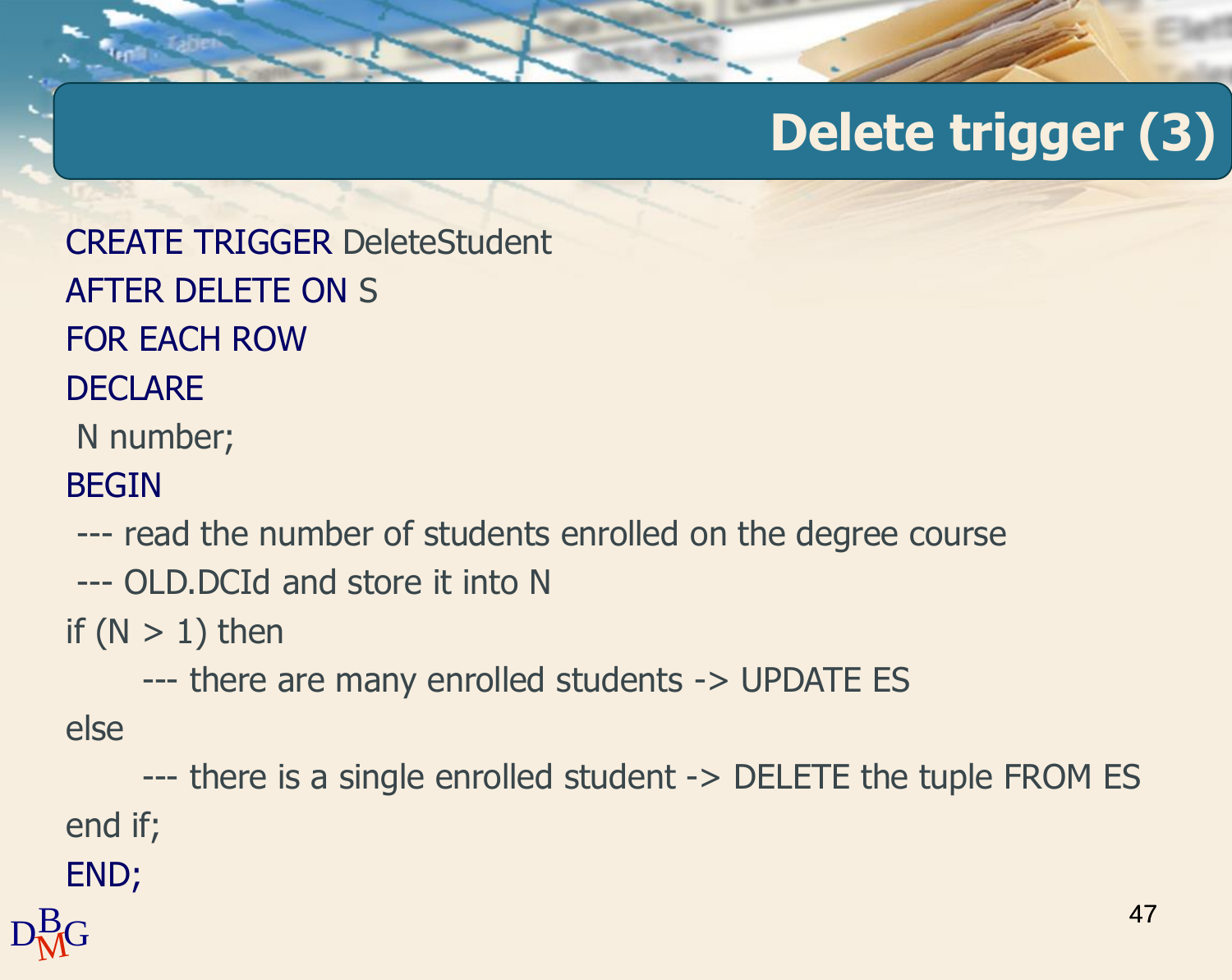# Delete trigger (3)

```
CREATE TRIGGER DeleteStudent
AFTER DELETE ON S
FOR EACH ROW
DECLARE
 N number;
BEGIN
 --- read the number of students enrolled on the degree course
 --- OLD.DCId and store it into N
if (N > 1) then
      --- there are many enrolled students -> UPDATE ES
else
      --- there is a single enrolled student -> DELETE the tuple FROM ES
end if;
END;
```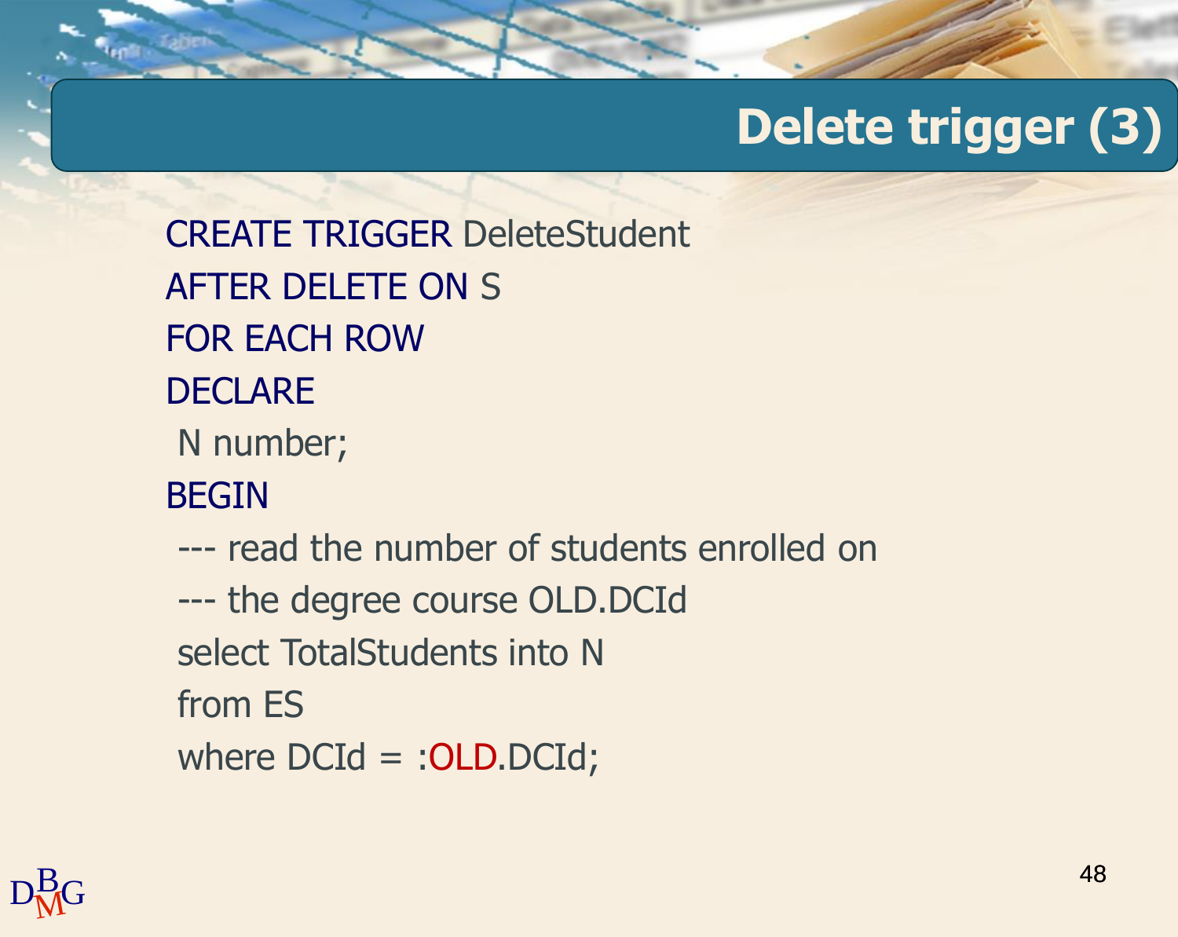# Delete trigger (3)

```
CREATE TRIGGER DeleteStudent
AFTER DELETE ON S
FOR EACH ROW
DECLARE
 N number;
BEGIN
 --- read the number of students enrolled on
 --- the degree course OLD.DCId
 select TotalStudents into N
 from ES
 where DCId = :OLD.DCId;
```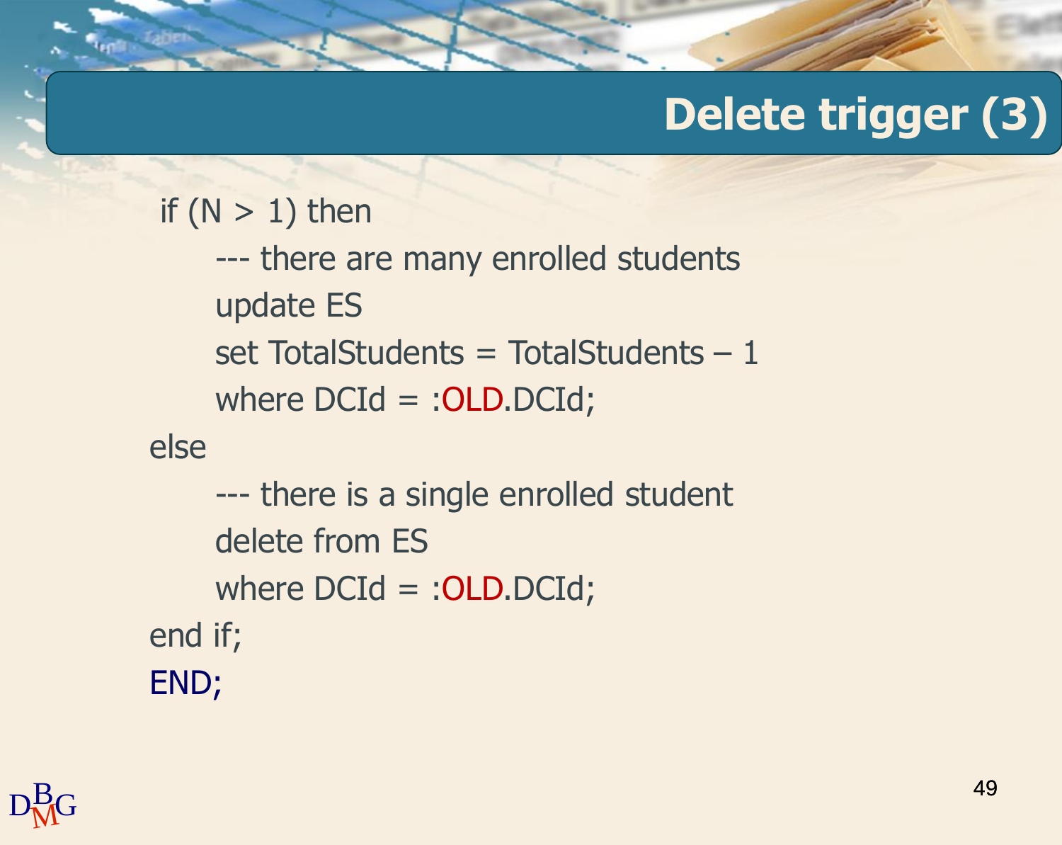## Delete trigger (3)

```
 if (N > 1) then
      --- there are many enrolled students
      update ES
      set TotalStudents = TotalStudents – 1
      where DCId = :OLD.DCId;
else
      --- there is a single enrolled student
      delete from ES
      where DCId = :OLD.DCId;
end if;
END;
```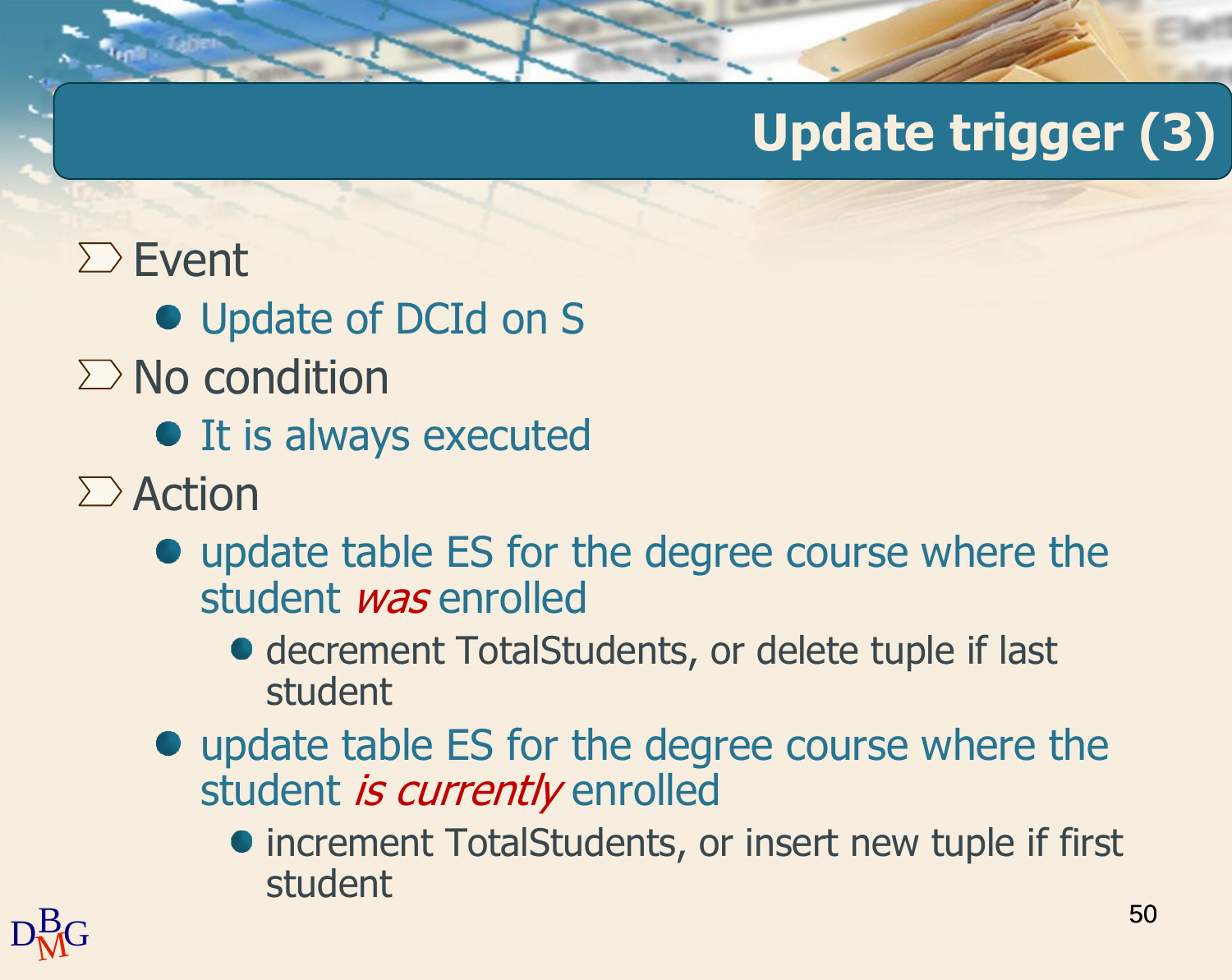# Update trigger (3)

- Event
  - Update of DCId on S
- No condition
  - It is always executed
- Action
  - update table ES for the degree course where the student *was* enrolled
    - decrement TotalStudents, or delete tuple if last student
  - update table ES for the degree course where the student *is currently* enrolled
    - increment TotalStudents, or insert new tuple if first student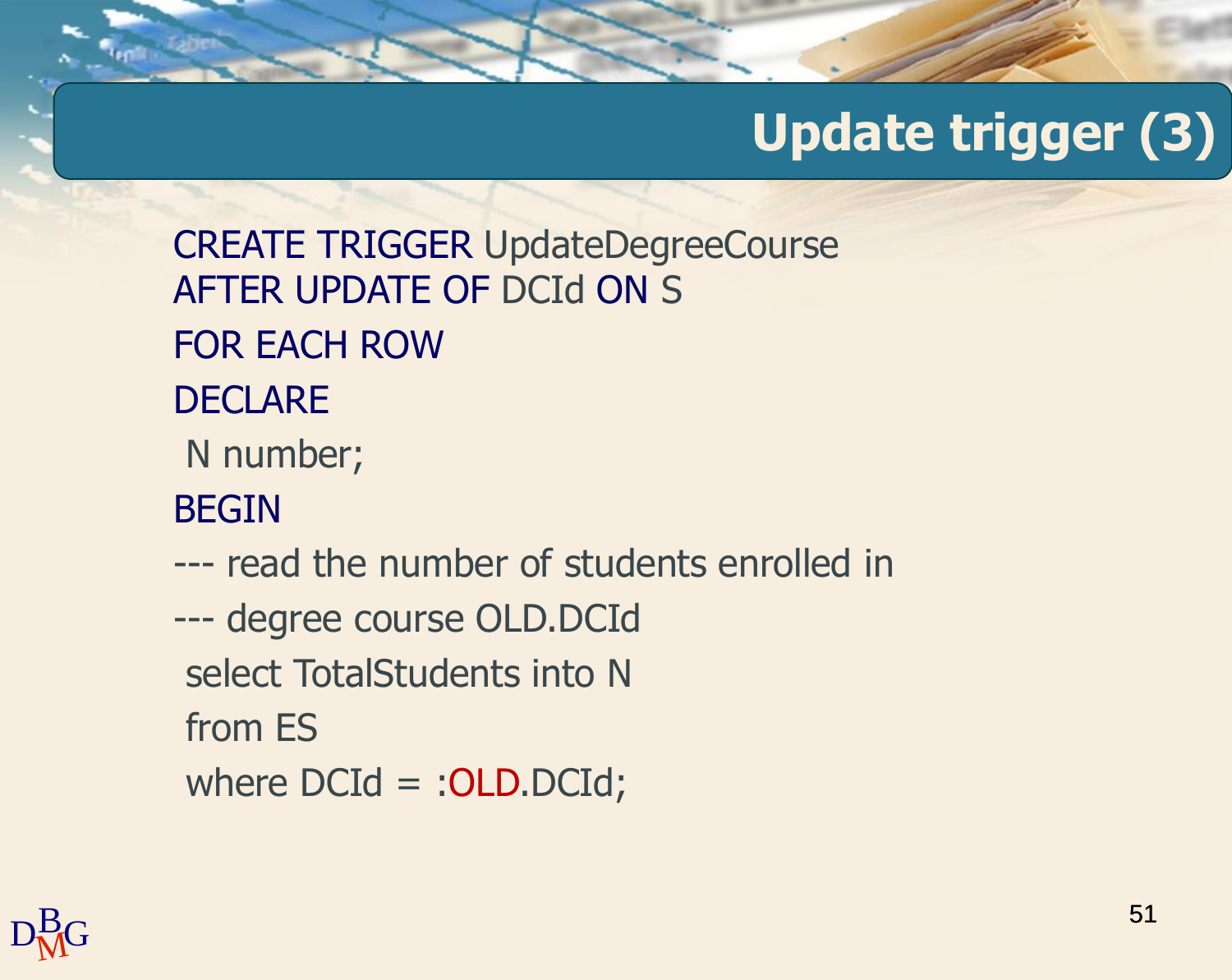# Update trigger (3)

```
CREATE TRIGGER UpdateDegreeCourse
AFTER UPDATE OF DCId ON S
FOR EACH ROW
DECLARE
 N number;
BEGIN
--- read the number of students enrolled in
--- degree course OLD.DCId
 select TotalStudents into N
 from ES
 where DCId = :OLD.DCId;
```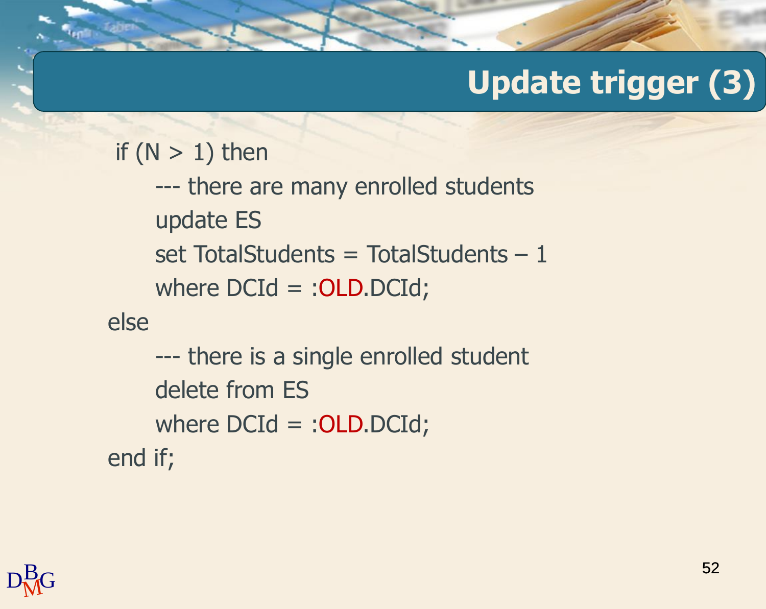# Update trigger (3)

```
if (N > 1) then
    --- there are many enrolled students
    update ES
    set TotalStudents = TotalStudents – 1
    where DCId = :OLD.DCId;
else
    --- there is a single enrolled student
    delete from ES
    where DCId = :OLD.DCId;
end if;
```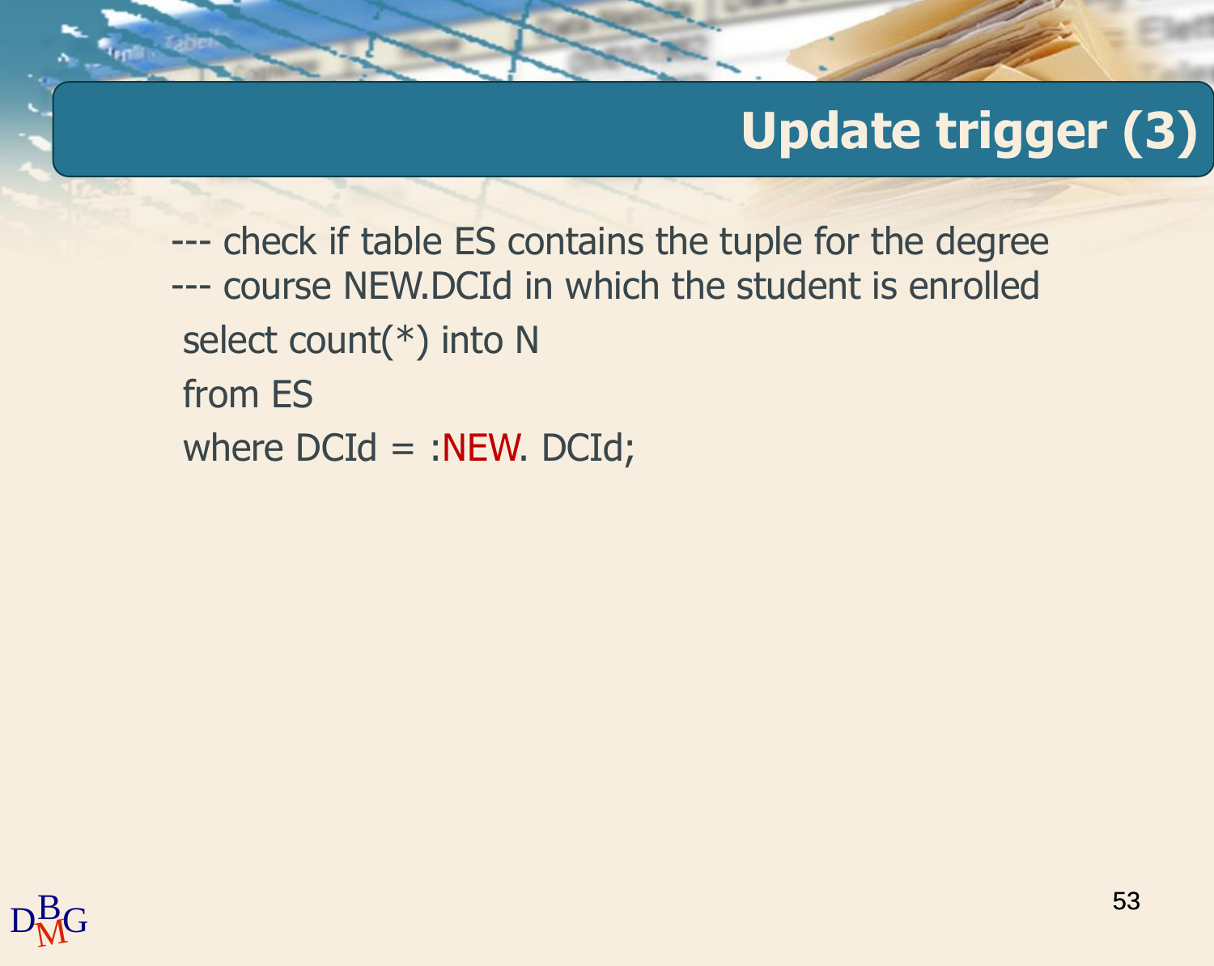# Update trigger (3)

```
--- check if table ES contains the tuple for the degree
--- course NEW.DCId in which the student is enrolled
 select count(*) into N
 from ES
 where DCId = :NEW. DCId;
```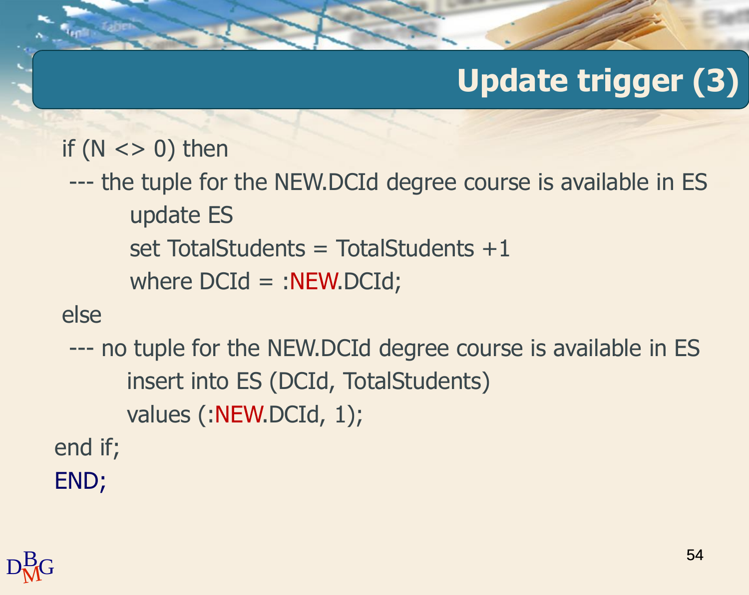# Update trigger (3)

```
if (N <> 0) then
 --- the tuple for the NEW.DCId degree course is available in ES
        update ES
        set TotalStudents = TotalStudents +1
        where DCId = :NEW.DCId;
else
 --- no tuple for the NEW.DCId degree course is available in ES
        insert into ES (DCId, TotalStudents)
        values (:NEW.DCId, 1);
end if;
END;
```